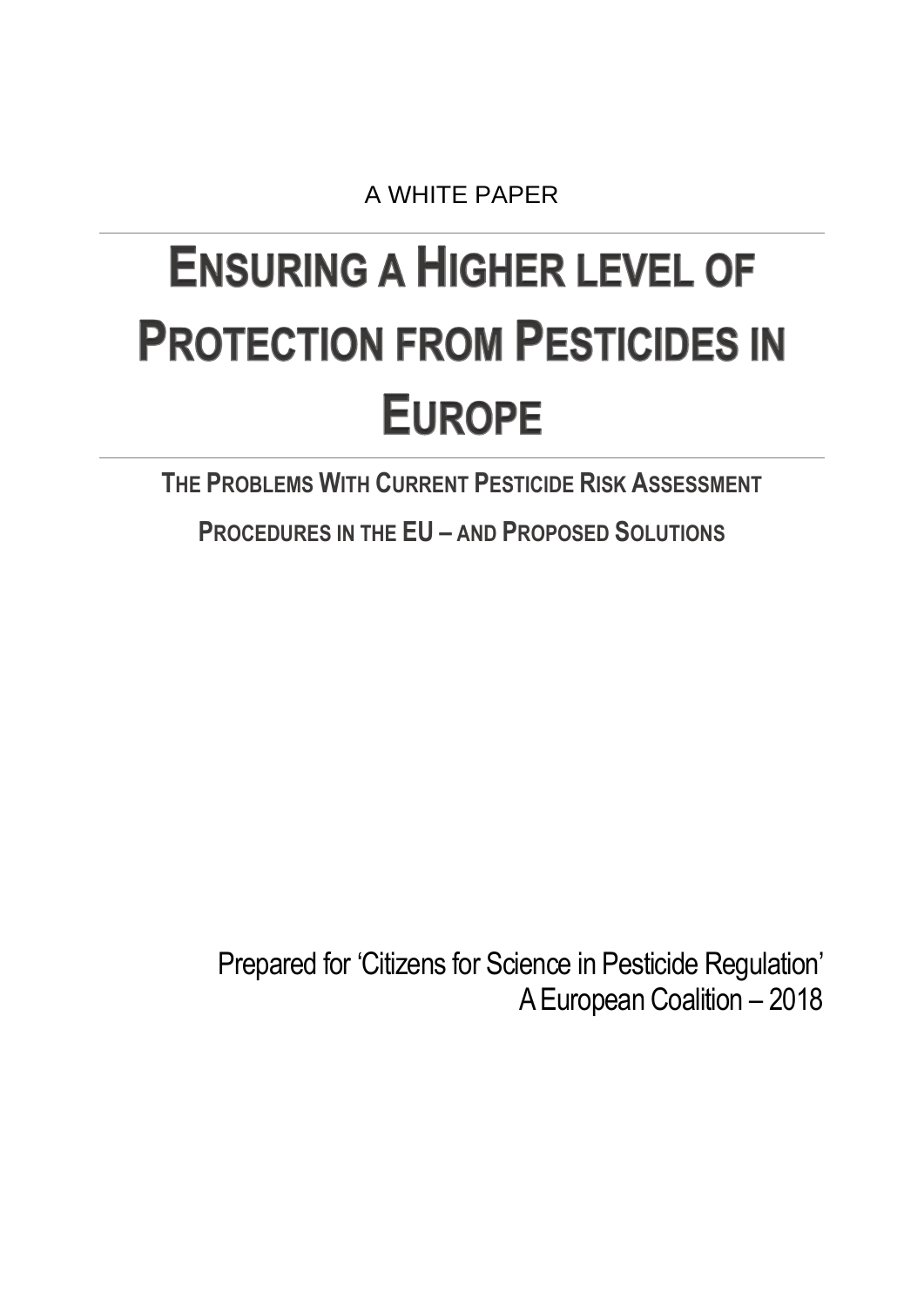A WHITE PAPER

# Ensuring a Higher level of Protection from Pesticides in Europe

## The Problems With Current Pesticide Risk Assessment Procedures in the EU – and Proposed Solutions

Prepared for 'Citizens for Science in Pesticide Regulation'
A European Coalition – 2018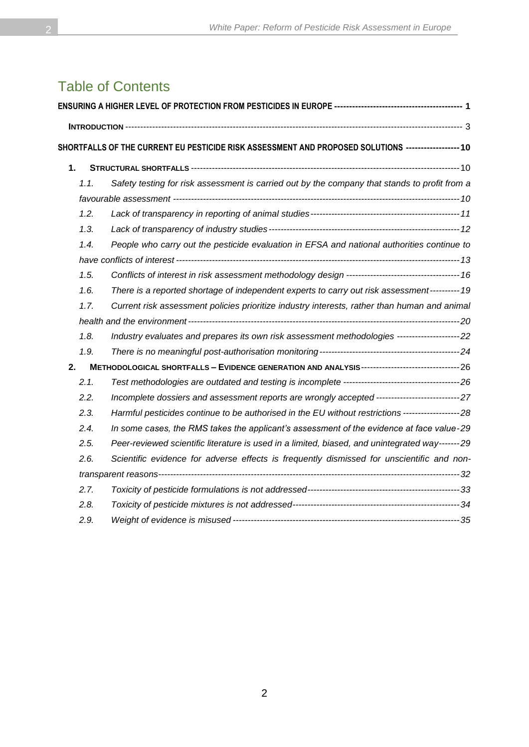# Table of Contents

**ENSURING A HIGHER LEVEL OF PROTECTION FROM PESTICIDES IN EUROPE** ---------- 1

**INTRODUCTION** ---------- 3

**SHORTFALLS OF THE CURRENT EU PESTICIDE RISK ASSESSMENT AND PROPOSED SOLUTIONS** ---------- 10

**1. STRUCTURAL SHORTFALLS** ---------- 10

- *1.1. Safety testing for risk assessment is carried out by the company that stands to profit from a favourable assessment* ---------- 10
- *1.2. Lack of transparency in reporting of animal studies* ---------- 11
- *1.3. Lack of transparency of industry studies* ---------- 12
- *1.4. People who carry out the pesticide evaluation in EFSA and national authorities continue to have conflicts of interest* ---------- 13
- *1.5. Conflicts of interest in risk assessment methodology design* ---------- 16
- *1.6. There is a reported shortage of independent experts to carry out risk assessment* ---------- 19
- *1.7. Current risk assessment policies prioritize industry interests, rather than human and animal health and the environment* ---------- 20
- *1.8. Industry evaluates and prepares its own risk assessment methodologies* ---------- 22
- *1.9. There is no meaningful post-authorisation monitoring* ---------- 24

**2. METHODOLOGICAL SHORTFALLS – EVIDENCE GENERATION AND ANALYSIS** ---------- 26

- *2.1. Test methodologies are outdated and testing is incomplete* ---------- 26
- *2.2. Incomplete dossiers and assessment reports are wrongly accepted* ---------- 27
- *2.3. Harmful pesticides continue to be authorised in the EU without restrictions* ---------- 28
- *2.4. In some cases, the RMS takes the applicant's assessment of the evidence at face value* ---------- 29
- *2.5. Peer-reviewed scientific literature is used in a limited, biased, and unintegrated way* ---------- 29
- *2.6. Scientific evidence for adverse effects is frequently dismissed for unscientific and non-transparent reasons* ---------- 32
- *2.7. Toxicity of pesticide formulations is not addressed* ---------- 33
- *2.8. Toxicity of pesticide mixtures is not addressed* ---------- 34
- *2.9. Weight of evidence is misused* ---------- 35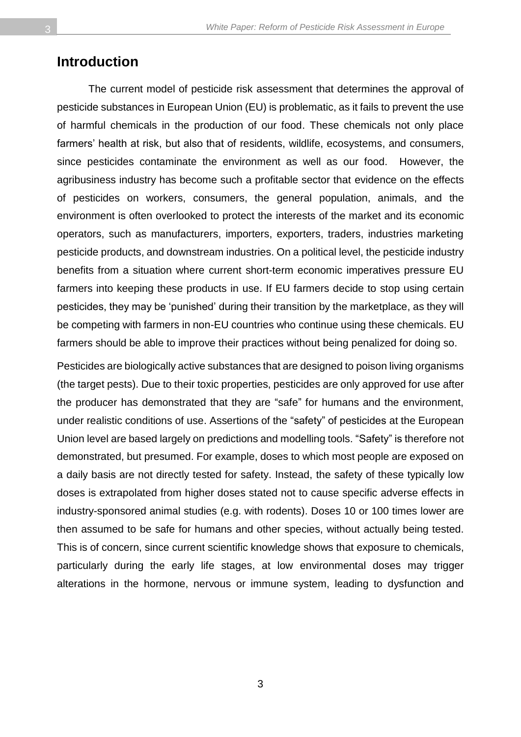## Introduction

The current model of pesticide risk assessment that determines the approval of pesticide substances in European Union (EU) is problematic, as it fails to prevent the use of harmful chemicals in the production of our food. These chemicals not only place farmers' health at risk, but also that of residents, wildlife, ecosystems, and consumers, since pesticides contaminate the environment as well as our food. However, the agribusiness industry has become such a profitable sector that evidence on the effects of pesticides on workers, consumers, the general population, animals, and the environment is often overlooked to protect the interests of the market and its economic operators, such as manufacturers, importers, exporters, traders, industries marketing pesticide products, and downstream industries. On a political level, the pesticide industry benefits from a situation where current short-term economic imperatives pressure EU farmers into keeping these products in use. If EU farmers decide to stop using certain pesticides, they may be 'punished' during their transition by the marketplace, as they will be competing with farmers in non-EU countries who continue using these chemicals. EU farmers should be able to improve their practices without being penalized for doing so.

Pesticides are biologically active substances that are designed to poison living organisms (the target pests). Due to their toxic properties, pesticides are only approved for use after the producer has demonstrated that they are "safe" for humans and the environment, under realistic conditions of use. Assertions of the "safety" of pesticides at the European Union level are based largely on predictions and modelling tools. "Safety" is therefore not demonstrated, but presumed. For example, doses to which most people are exposed on a daily basis are not directly tested for safety. Instead, the safety of these typically low doses is extrapolated from higher doses stated not to cause specific adverse effects in industry-sponsored animal studies (e.g. with rodents). Doses 10 or 100 times lower are then assumed to be safe for humans and other species, without actually being tested. This is of concern, since current scientific knowledge shows that exposure to chemicals, particularly during the early life stages, at low environmental doses may trigger alterations in the hormone, nervous or immune system, leading to dysfunction and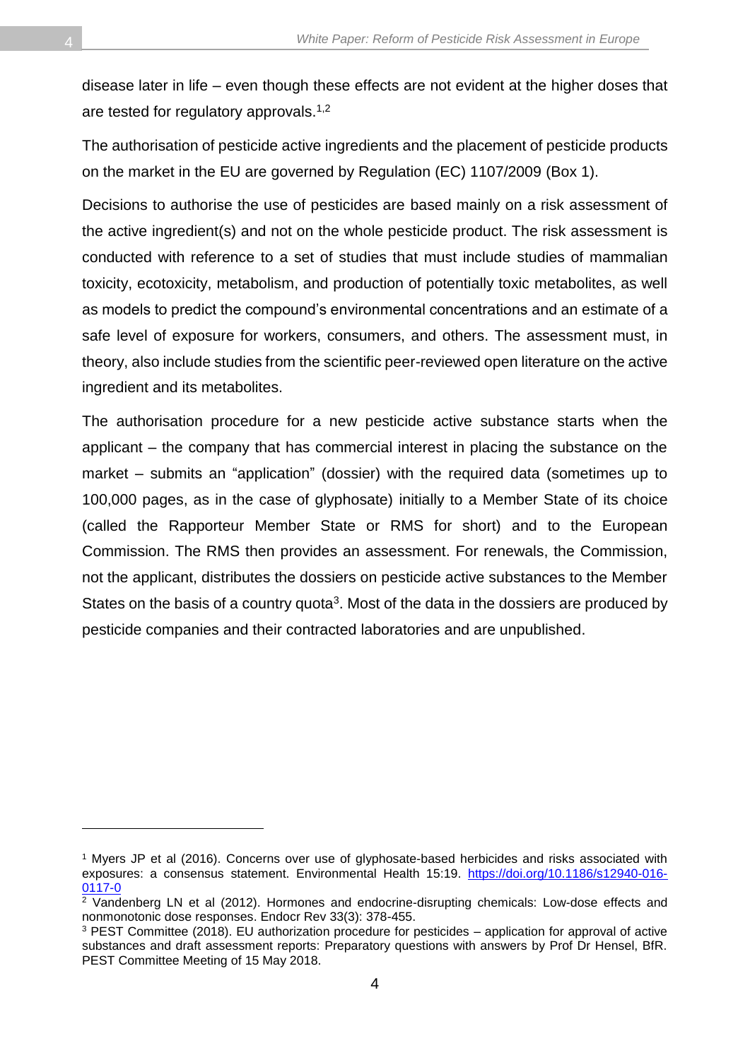disease later in life – even though these effects are not evident at the higher doses that are tested for regulatory approvals.[1,2]

The authorisation of pesticide active ingredients and the placement of pesticide products on the market in the EU are governed by Regulation (EC) 1107/2009 (Box 1).

Decisions to authorise the use of pesticides are based mainly on a risk assessment of the active ingredient(s) and not on the whole pesticide product. The risk assessment is conducted with reference to a set of studies that must include studies of mammalian toxicity, ecotoxicity, metabolism, and production of potentially toxic metabolites, as well as models to predict the compound's environmental concentrations and an estimate of a safe level of exposure for workers, consumers, and others. The assessment must, in theory, also include studies from the scientific peer-reviewed open literature on the active ingredient and its metabolites.

The authorisation procedure for a new pesticide active substance starts when the applicant – the company that has commercial interest in placing the substance on the market – submits an "application" (dossier) with the required data (sometimes up to 100,000 pages, as in the case of glyphosate) initially to a Member State of its choice (called the Rapporteur Member State or RMS for short) and to the European Commission. The RMS then provides an assessment. For renewals, the Commission, not the applicant, distributes the dossiers on pesticide active substances to the Member States on the basis of a country quota[3]. Most of the data in the dossiers are produced by pesticide companies and their contracted laboratories and are unpublished.

---

[1] Myers JP et al (2016). Concerns over use of glyphosate-based herbicides and risks associated with exposures: a consensus statement. Environmental Health 15:19. https://doi.org/10.1186/s12940-016-0117-0

[2] Vandenberg LN et al (2012). Hormones and endocrine-disrupting chemicals: Low-dose effects and nonmonotonic dose responses. Endocr Rev 33(3): 378-455.

[3] PEST Committee (2018). EU authorization procedure for pesticides – application for approval of active substances and draft assessment reports: Preparatory questions with answers by Prof Dr Hensel, BfR. PEST Committee Meeting of 15 May 2018.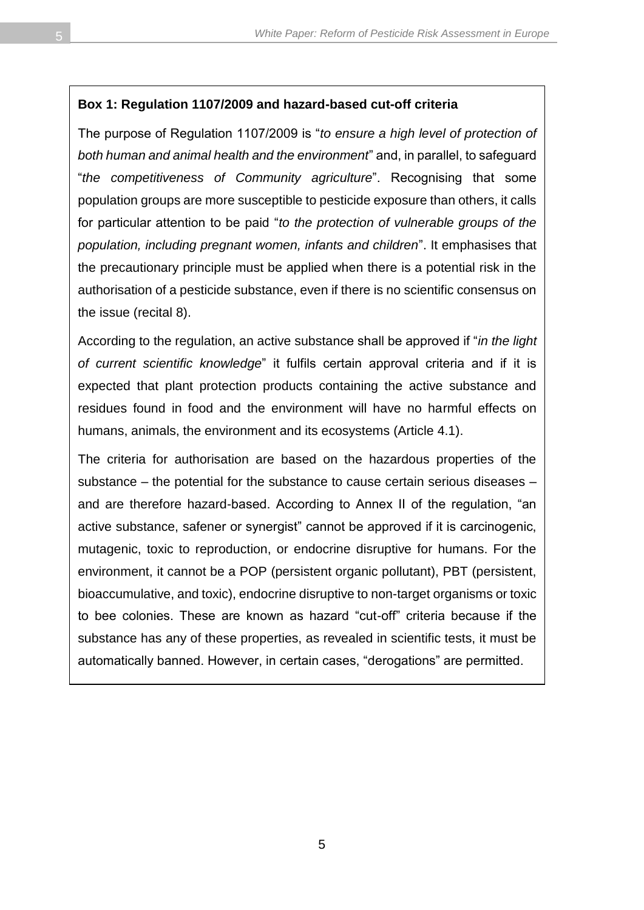**Box 1: Regulation 1107/2009 and hazard-based cut-off criteria**

The purpose of Regulation 1107/2009 is "*to ensure a high level of protection of both human and animal health and the environment*" and, in parallel, to safeguard "*the competitiveness of Community agriculture*". Recognising that some population groups are more susceptible to pesticide exposure than others, it calls for particular attention to be paid "*to the protection of vulnerable groups of the population, including pregnant women, infants and children*". It emphasises that the precautionary principle must be applied when there is a potential risk in the authorisation of a pesticide substance, even if there is no scientific consensus on the issue (recital 8).

According to the regulation, an active substance shall be approved if "*in the light of current scientific knowledge*" it fulfils certain approval criteria and if it is expected that plant protection products containing the active substance and residues found in food and the environment will have no harmful effects on humans, animals, the environment and its ecosystems (Article 4.1).

The criteria for authorisation are based on the hazardous properties of the substance – the potential for the substance to cause certain serious diseases – and are therefore hazard-based. According to Annex II of the regulation, "an active substance, safener or synergist" cannot be approved if it is carcinogenic, mutagenic, toxic to reproduction, or endocrine disruptive for humans. For the environment, it cannot be a POP (persistent organic pollutant), PBT (persistent, bioaccumulative, and toxic), endocrine disruptive to non-target organisms or toxic to bee colonies. These are known as hazard "cut-off" criteria because if the substance has any of these properties, as revealed in scientific tests, it must be automatically banned. However, in certain cases, "derogations" are permitted.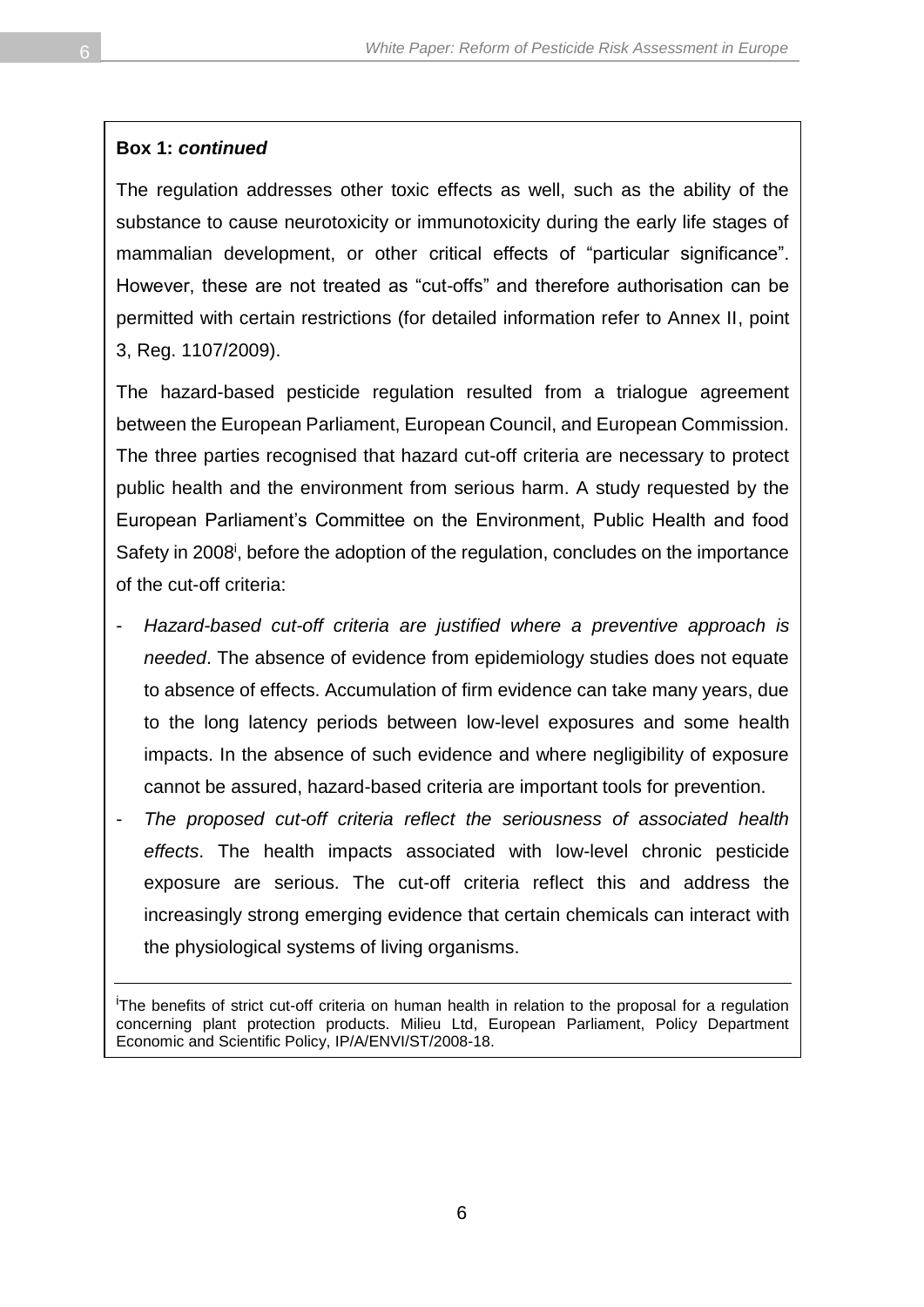**Box 1: *continued***

The regulation addresses other toxic effects as well, such as the ability of the substance to cause neurotoxicity or immunotoxicity during the early life stages of mammalian development, or other critical effects of "particular significance". However, these are not treated as "cut-offs" and therefore authorisation can be permitted with certain restrictions (for detailed information refer to Annex II, point 3, Reg. 1107/2009).

The hazard-based pesticide regulation resulted from a trialogue agreement between the European Parliament, European Council, and European Commission. The three parties recognised that hazard cut-off criteria are necessary to protect public health and the environment from serious harm. A study requested by the European Parliament's Committee on the Environment, Public Health and food Safety in 2008[i], before the adoption of the regulation, concludes on the importance of the cut-off criteria:

- *Hazard-based cut-off criteria are justified where a preventive approach is needed*. The absence of evidence from epidemiology studies does not equate to absence of effects. Accumulation of firm evidence can take many years, due to the long latency periods between low-level exposures and some health impacts. In the absence of such evidence and where negligibility of exposure cannot be assured, hazard-based criteria are important tools for prevention.
- *The proposed cut-off criteria reflect the seriousness of associated health effects*. The health impacts associated with low-level chronic pesticide exposure are serious. The cut-off criteria reflect this and address the increasingly strong emerging evidence that certain chemicals can interact with the physiological systems of living organisms.

[i]The benefits of strict cut-off criteria on human health in relation to the proposal for a regulation concerning plant protection products. Milieu Ltd, European Parliament, Policy Department Economic and Scientific Policy, IP/A/ENVI/ST/2008-18.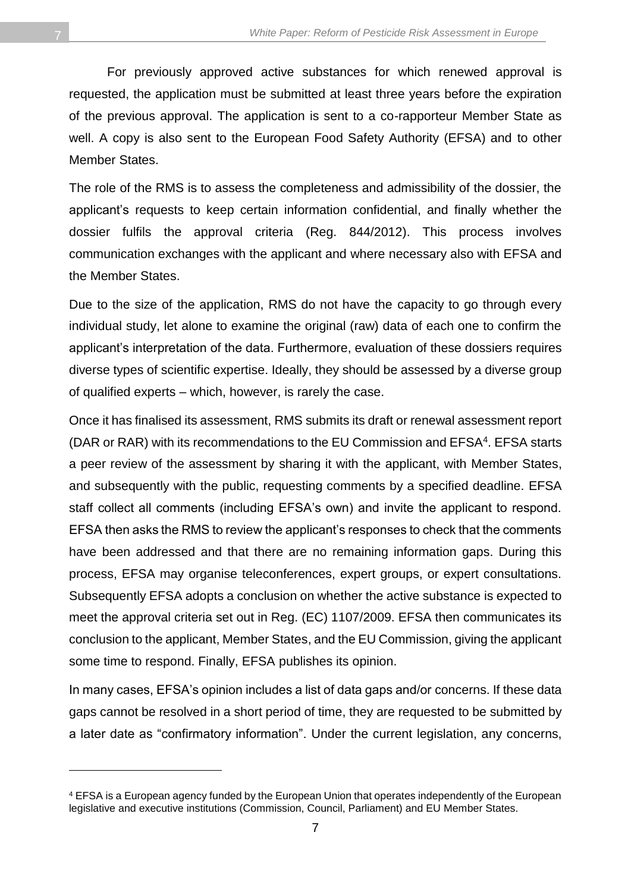For previously approved active substances for which renewed approval is requested, the application must be submitted at least three years before the expiration of the previous approval. The application is sent to a co-rapporteur Member State as well. A copy is also sent to the European Food Safety Authority (EFSA) and to other Member States.

The role of the RMS is to assess the completeness and admissibility of the dossier, the applicant's requests to keep certain information confidential, and finally whether the dossier fulfils the approval criteria (Reg. 844/2012). This process involves communication exchanges with the applicant and where necessary also with EFSA and the Member States.

Due to the size of the application, RMS do not have the capacity to go through every individual study, let alone to examine the original (raw) data of each one to confirm the applicant's interpretation of the data. Furthermore, evaluation of these dossiers requires diverse types of scientific expertise. Ideally, they should be assessed by a diverse group of qualified experts – which, however, is rarely the case.

Once it has finalised its assessment, RMS submits its draft or renewal assessment report (DAR or RAR) with its recommendations to the EU Commission and EFSA[4]. EFSA starts a peer review of the assessment by sharing it with the applicant, with Member States, and subsequently with the public, requesting comments by a specified deadline. EFSA staff collect all comments (including EFSA's own) and invite the applicant to respond. EFSA then asks the RMS to review the applicant's responses to check that the comments have been addressed and that there are no remaining information gaps. During this process, EFSA may organise teleconferences, expert groups, or expert consultations. Subsequently EFSA adopts a conclusion on whether the active substance is expected to meet the approval criteria set out in Reg. (EC) 1107/2009. EFSA then communicates its conclusion to the applicant, Member States, and the EU Commission, giving the applicant some time to respond. Finally, EFSA publishes its opinion.

In many cases, EFSA's opinion includes a list of data gaps and/or concerns. If these data gaps cannot be resolved in a short period of time, they are requested to be submitted by a later date as "confirmatory information". Under the current legislation, any concerns,

---

[4] EFSA is a European agency funded by the European Union that operates independently of the European legislative and executive institutions (Commission, Council, Parliament) and EU Member States.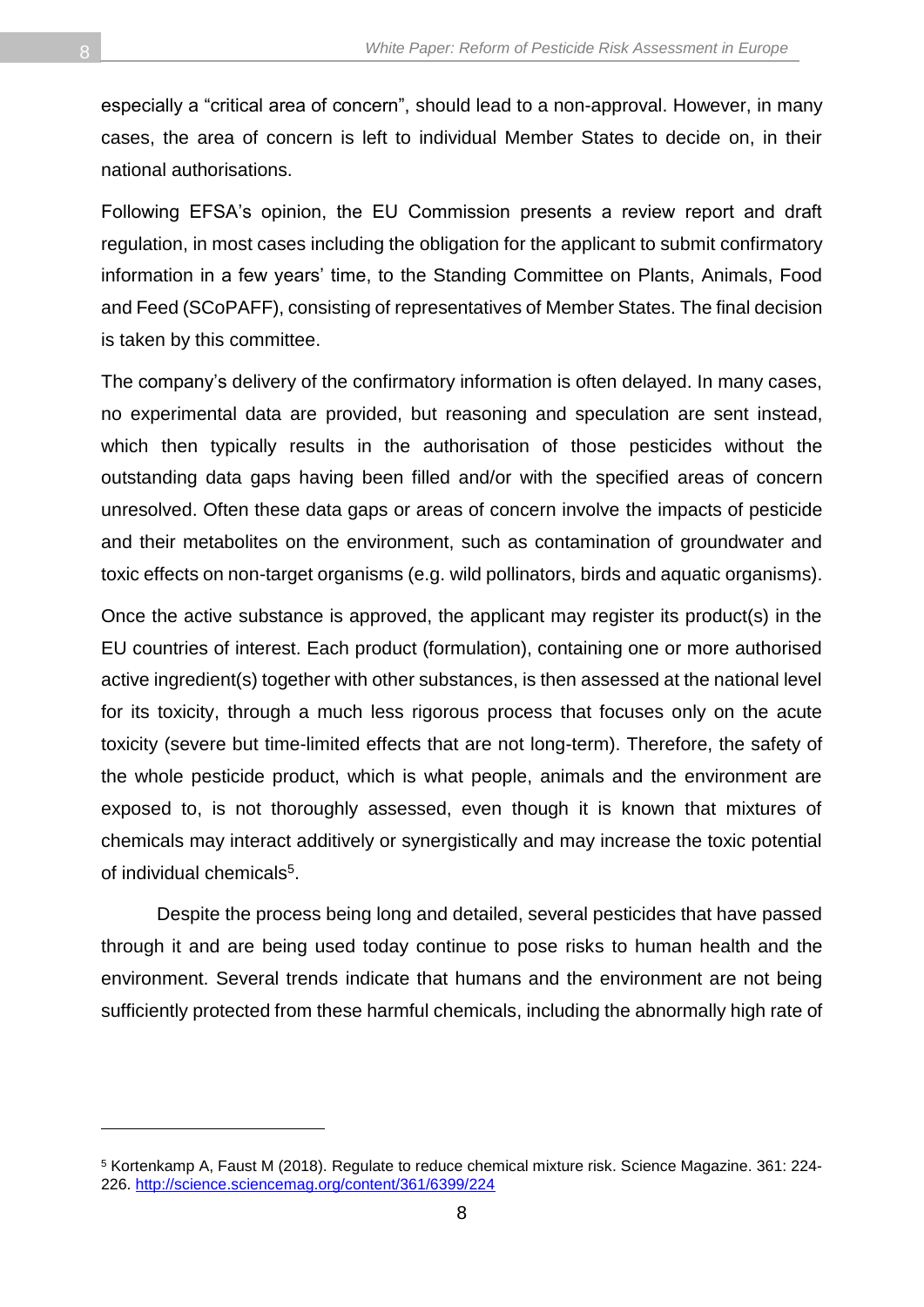especially a “critical area of concern”, should lead to a non-approval. However, in many cases, the area of concern is left to individual Member States to decide on, in their national authorisations.

Following EFSA’s opinion, the EU Commission presents a review report and draft regulation, in most cases including the obligation for the applicant to submit confirmatory information in a few years’ time, to the Standing Committee on Plants, Animals, Food and Feed (SCoPAFF), consisting of representatives of Member States. The final decision is taken by this committee.

The company’s delivery of the confirmatory information is often delayed. In many cases, no experimental data are provided, but reasoning and speculation are sent instead, which then typically results in the authorisation of those pesticides without the outstanding data gaps having been filled and/or with the specified areas of concern unresolved. Often these data gaps or areas of concern involve the impacts of pesticide and their metabolites on the environment, such as contamination of groundwater and toxic effects on non-target organisms (e.g. wild pollinators, birds and aquatic organisms).

Once the active substance is approved, the applicant may register its product(s) in the EU countries of interest. Each product (formulation), containing one or more authorised active ingredient(s) together with other substances, is then assessed at the national level for its toxicity, through a much less rigorous process that focuses only on the acute toxicity (severe but time-limited effects that are not long-term). Therefore, the safety of the whole pesticide product, which is what people, animals and the environment are exposed to, is not thoroughly assessed, even though it is known that mixtures of chemicals may interact additively or synergistically and may increase the toxic potential of individual chemicals[5].

Despite the process being long and detailed, several pesticides that have passed through it and are being used today continue to pose risks to human health and the environment. Several trends indicate that humans and the environment are not being sufficiently protected from these harmful chemicals, including the abnormally high rate of

---

[5] Kortenkamp A, Faust M (2018). Regulate to reduce chemical mixture risk. Science Magazine. 361: 224-226. http://science.sciencemag.org/content/361/6399/224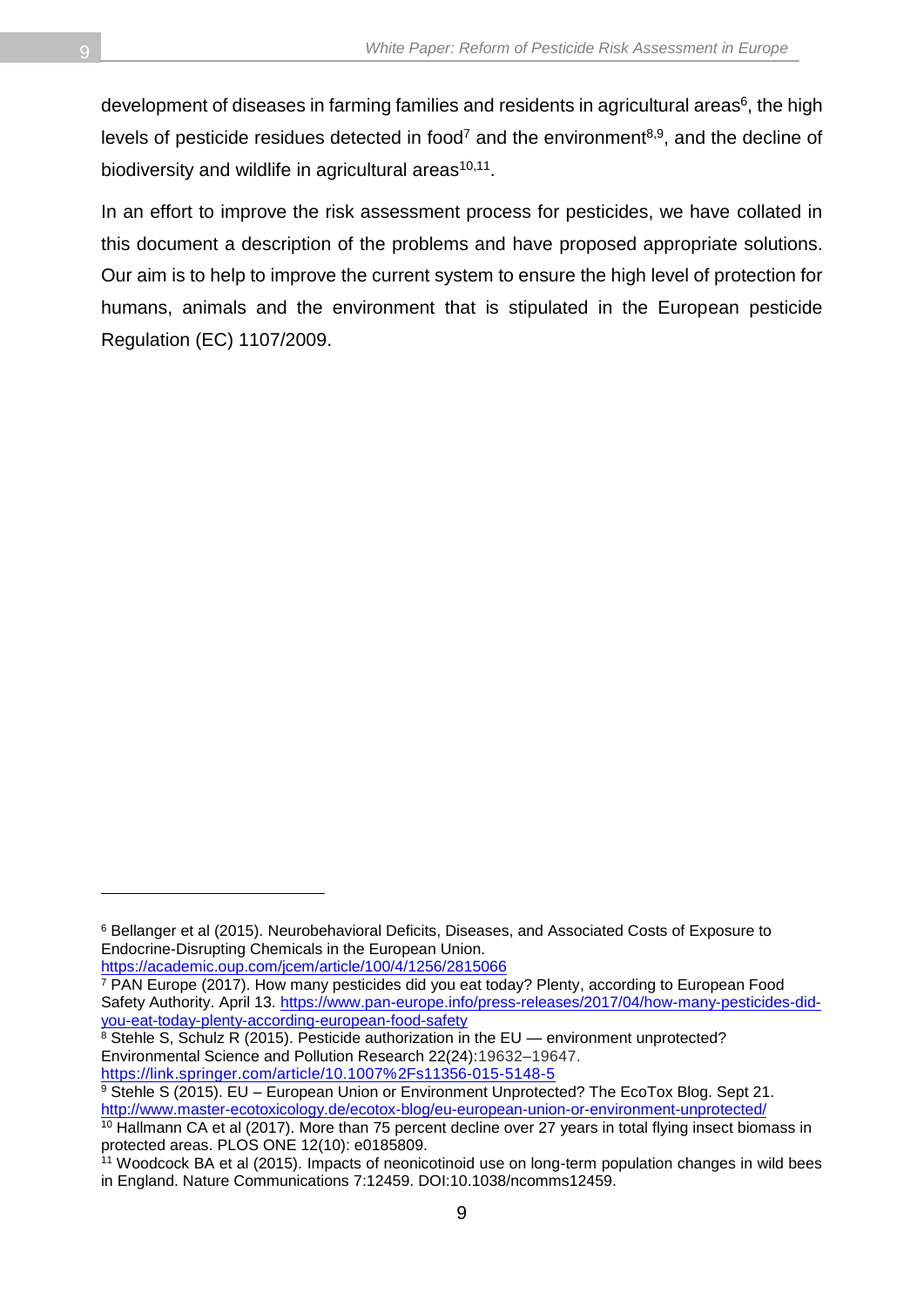development of diseases in farming families and residents in agricultural areas[6], the high levels of pesticide residues detected in food[7] and the environment[8,9], and the decline of biodiversity and wildlife in agricultural areas[10,11].

In an effort to improve the risk assessment process for pesticides, we have collated in this document a description of the problems and have proposed appropriate solutions. Our aim is to help to improve the current system to ensure the high level of protection for humans, animals and the environment that is stipulated in the European pesticide Regulation (EC) 1107/2009.

---

[6] Bellanger et al (2015). Neurobehavioral Deficits, Diseases, and Associated Costs of Exposure to Endocrine-Disrupting Chemicals in the European Union. https://academic.oup.com/jcem/article/100/4/1256/2815066

[7] PAN Europe (2017). How many pesticides did you eat today? Plenty, according to European Food Safety Authority. April 13. https://www.pan-europe.info/press-releases/2017/04/how-many-pesticides-did-you-eat-today-plenty-according-european-food-safety

[8] Stehle S, Schulz R (2015). Pesticide authorization in the EU — environment unprotected? Environmental Science and Pollution Research 22(24):19632–19647. https://link.springer.com/article/10.1007%2Fs11356-015-5148-5

[9] Stehle S (2015). EU – European Union or Environment Unprotected? The EcoTox Blog. Sept 21. http://www.master-ecotoxicology.de/ecotox-blog/eu-european-union-or-environment-unprotected/

[10] Hallmann CA et al (2017). More than 75 percent decline over 27 years in total flying insect biomass in protected areas. PLOS ONE 12(10): e0185809.

[11] Woodcock BA et al (2015). Impacts of neonicotinoid use on long-term population changes in wild bees in England. Nature Communications 7:12459. DOI:10.1038/ncomms12459.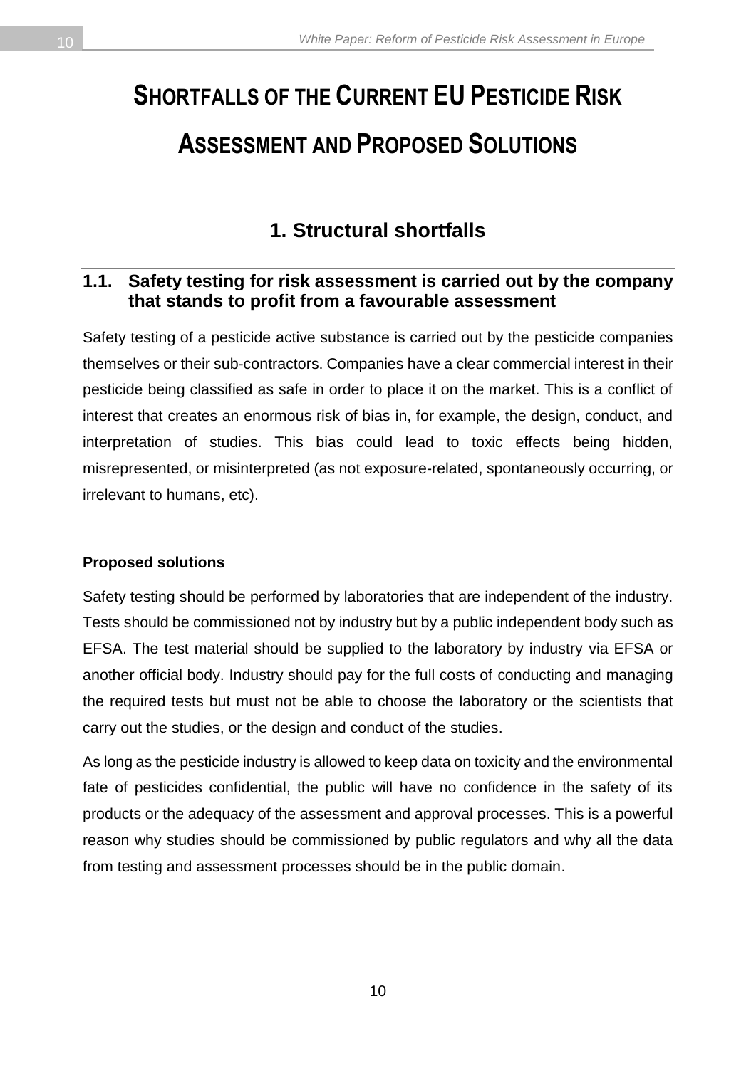# Shortfalls of the Current EU Pesticide Risk Assessment and Proposed Solutions

## 1. Structural shortfalls

### 1.1. Safety testing for risk assessment is carried out by the company that stands to profit from a favourable assessment

Safety testing of a pesticide active substance is carried out by the pesticide companies themselves or their sub-contractors. Companies have a clear commercial interest in their pesticide being classified as safe in order to place it on the market. This is a conflict of interest that creates an enormous risk of bias in, for example, the design, conduct, and interpretation of studies. This bias could lead to toxic effects being hidden, misrepresented, or misinterpreted (as not exposure-related, spontaneously occurring, or irrelevant to humans, etc).

**Proposed solutions**

Safety testing should be performed by laboratories that are independent of the industry. Tests should be commissioned not by industry but by a public independent body such as EFSA. The test material should be supplied to the laboratory by industry via EFSA or another official body. Industry should pay for the full costs of conducting and managing the required tests but must not be able to choose the laboratory or the scientists that carry out the studies, or the design and conduct of the studies.

As long as the pesticide industry is allowed to keep data on toxicity and the environmental fate of pesticides confidential, the public will have no confidence in the safety of its products or the adequacy of the assessment and approval processes. This is a powerful reason why studies should be commissioned by public regulators and why all the data from testing and assessment processes should be in the public domain.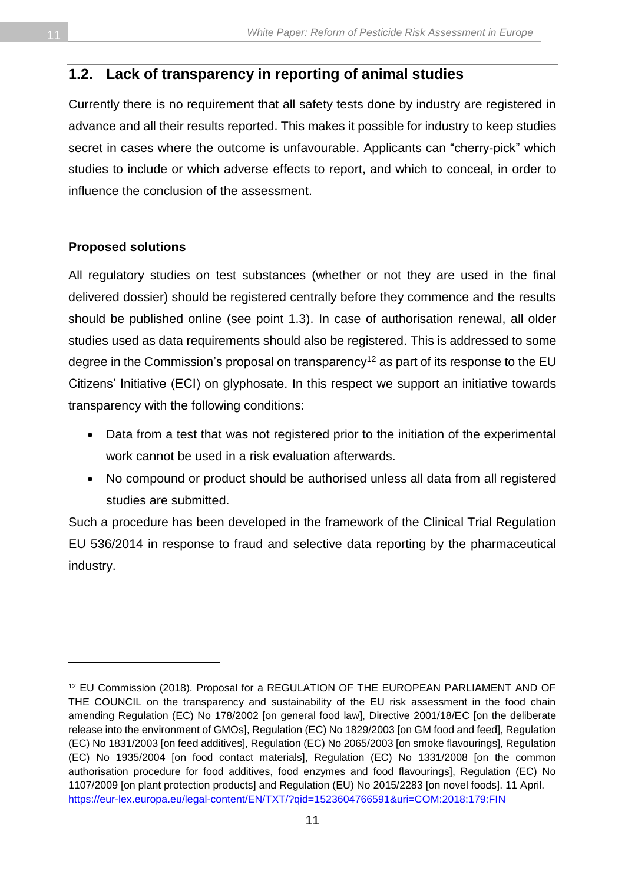## 1.2. Lack of transparency in reporting of animal studies

Currently there is no requirement that all safety tests done by industry are registered in advance and all their results reported. This makes it possible for industry to keep studies secret in cases where the outcome is unfavourable. Applicants can "cherry-pick" which studies to include or which adverse effects to report, and which to conceal, in order to influence the conclusion of the assessment.

**Proposed solutions**

All regulatory studies on test substances (whether or not they are used in the final delivered dossier) should be registered centrally before they commence and the results should be published online (see point 1.3). In case of authorisation renewal, all older studies used as data requirements should also be registered. This is addressed to some degree in the Commission's proposal on transparency[12] as part of its response to the EU Citizens' Initiative (ECI) on glyphosate. In this respect we support an initiative towards transparency with the following conditions:

- Data from a test that was not registered prior to the initiation of the experimental work cannot be used in a risk evaluation afterwards.
- No compound or product should be authorised unless all data from all registered studies are submitted.

Such a procedure has been developed in the framework of the Clinical Trial Regulation EU 536/2014 in response to fraud and selective data reporting by the pharmaceutical industry.

---

[12] EU Commission (2018). Proposal for a REGULATION OF THE EUROPEAN PARLIAMENT AND OF THE COUNCIL on the transparency and sustainability of the EU risk assessment in the food chain amending Regulation (EC) No 178/2002 [on general food law], Directive 2001/18/EC [on the deliberate release into the environment of GMOs], Regulation (EC) No 1829/2003 [on GM food and feed], Regulation (EC) No 1831/2003 [on feed additives], Regulation (EC) No 2065/2003 [on smoke flavourings], Regulation (EC) No 1935/2004 [on food contact materials], Regulation (EC) No 1331/2008 [on the common authorisation procedure for food additives, food enzymes and food flavourings], Regulation (EC) No 1107/2009 [on plant protection products] and Regulation (EU) No 2015/2283 [on novel foods]. 11 April. https://eur-lex.europa.eu/legal-content/EN/TXT/?qid=1523604766591&uri=COM:2018:179:FIN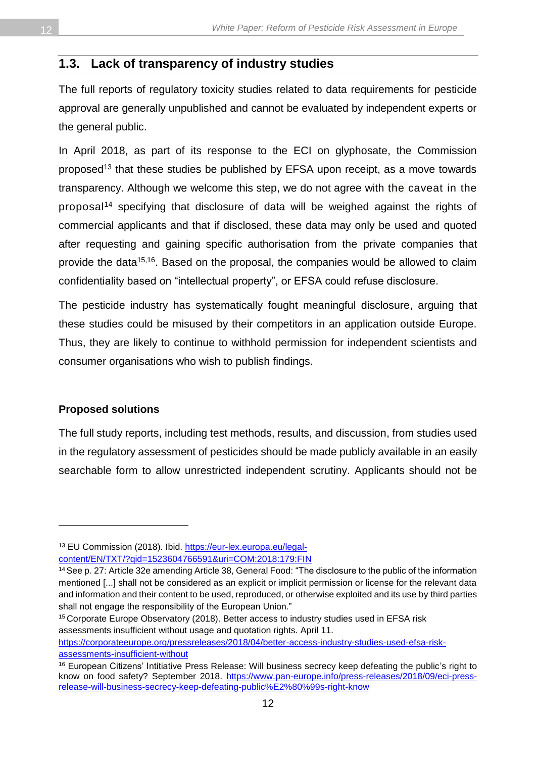## 1.3. Lack of transparency of industry studies

The full reports of regulatory toxicity studies related to data requirements for pesticide approval are generally unpublished and cannot be evaluated by independent experts or the general public.

In April 2018, as part of its response to the ECI on glyphosate, the Commission proposed[13] that these studies be published by EFSA upon receipt, as a move towards transparency. Although we welcome this step, we do not agree with the caveat in the proposal[14] specifying that disclosure of data will be weighed against the rights of commercial applicants and that if disclosed, these data may only be used and quoted after requesting and gaining specific authorisation from the private companies that provide the data[15,16]. Based on the proposal, the companies would be allowed to claim confidentiality based on "intellectual property", or EFSA could refuse disclosure.

The pesticide industry has systematically fought meaningful disclosure, arguing that these studies could be misused by their competitors in an application outside Europe. Thus, they are likely to continue to withhold permission for independent scientists and consumer organisations who wish to publish findings.

**Proposed solutions**

The full study reports, including test methods, results, and discussion, from studies used in the regulatory assessment of pesticides should be made publicly available in an easily searchable form to allow unrestricted independent scrutiny. Applicants should not be

---

[13] EU Commission (2018). Ibid. https://eur-lex.europa.eu/legal-content/EN/TXT/?qid=1523604766591&uri=COM:2018:179:FIN

[14] See p. 27: Article 32e amending Article 38, General Food: "The disclosure to the public of the information mentioned [...] shall not be considered as an explicit or implicit permission or license for the relevant data and information and their content to be used, reproduced, or otherwise exploited and its use by third parties shall not engage the responsibility of the European Union."

[15] Corporate Europe Observatory (2018). Better access to industry studies used in EFSA risk assessments insufficient without usage and quotation rights. April 11. https://corporateeurope.org/pressreleases/2018/04/better-access-industry-studies-used-efsa-risk-assessments-insufficient-without

[16] European Citizens' Intitiative Press Release: Will business secrecy keep defeating the public's right to know on food safety? September 2018. https://www.pan-europe.info/press-releases/2018/09/eci-press-release-will-business-secrecy-keep-defeating-public%E2%80%99s-right-know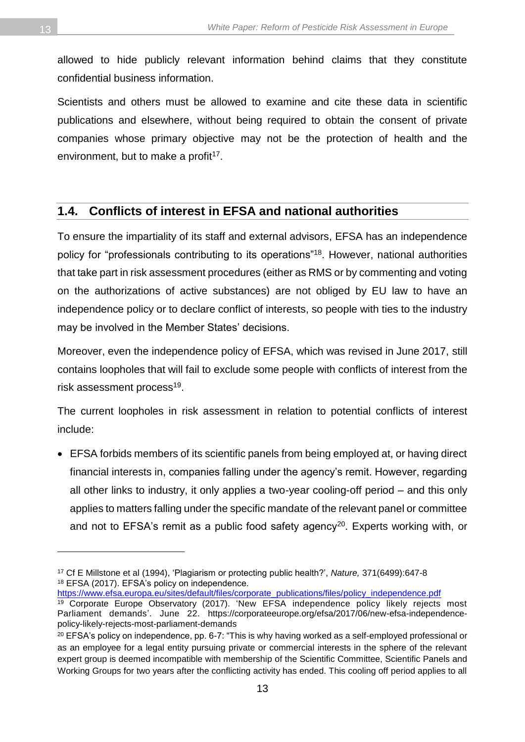allowed to hide publicly relevant information behind claims that they constitute confidential business information.

Scientists and others must be allowed to examine and cite these data in scientific publications and elsewhere, without being required to obtain the consent of private companies whose primary objective may not be the protection of health and the environment, but to make a profit[17].

## 1.4. Conflicts of interest in EFSA and national authorities

To ensure the impartiality of its staff and external advisors, EFSA has an independence policy for "professionals contributing to its operations"[18]. However, national authorities that take part in risk assessment procedures (either as RMS or by commenting and voting on the authorizations of active substances) are not obliged by EU law to have an independence policy or to declare conflict of interests, so people with ties to the industry may be involved in the Member States' decisions.

Moreover, even the independence policy of EFSA, which was revised in June 2017, still contains loopholes that will fail to exclude some people with conflicts of interest from the risk assessment process[19].

The current loopholes in risk assessment in relation to potential conflicts of interest include:

- EFSA forbids members of its scientific panels from being employed at, or having direct financial interests in, companies falling under the agency's remit. However, regarding all other links to industry, it only applies a two-year cooling-off period – and this only applies to matters falling under the specific mandate of the relevant panel or committee and not to EFSA's remit as a public food safety agency[20]. Experts working with, or

---

[17] Cf E Millstone et al (1994), 'Plagiarism or protecting public health?', *Nature,* 371(6499):647-8

[18] EFSA (2017). EFSA's policy on independence. https://www.efsa.europa.eu/sites/default/files/corporate_publications/files/policy_independence.pdf

[19] Corporate Europe Observatory (2017). 'New EFSA independence policy likely rejects most Parliament demands'. June 22. https://corporateeurope.org/efsa/2017/06/new-efsa-independence-policy-likely-rejects-most-parliament-demands

[20] EFSA's policy on independence, pp. 6-7: "This is why having worked as a self-employed professional or as an employee for a legal entity pursuing private or commercial interests in the sphere of the relevant expert group is deemed incompatible with membership of the Scientific Committee, Scientific Panels and Working Groups for two years after the conflicting activity has ended. This cooling off period applies to all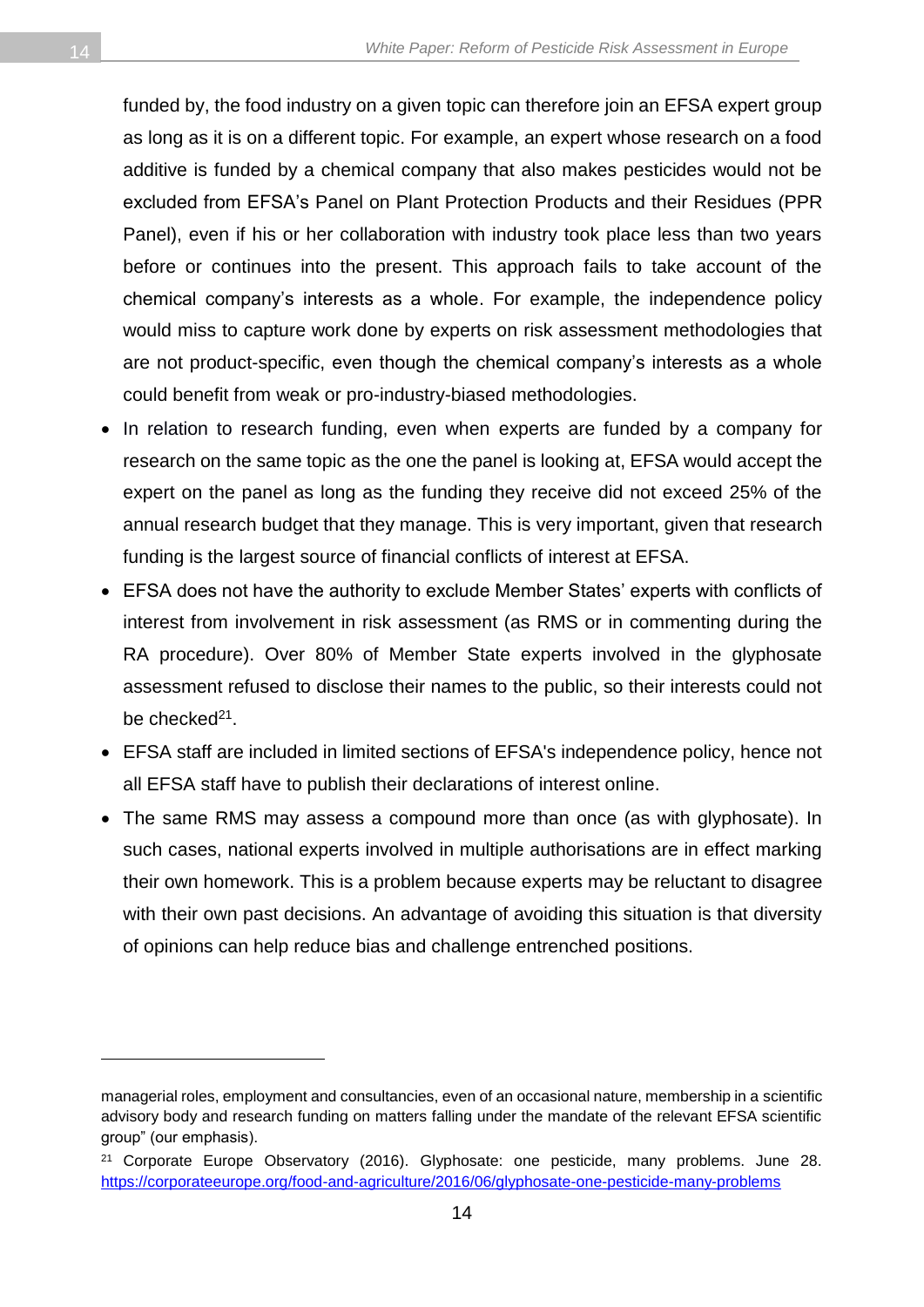funded by, the food industry on a given topic can therefore join an EFSA expert group as long as it is on a different topic. For example, an expert whose research on a food additive is funded by a chemical company that also makes pesticides would not be excluded from EFSA's Panel on Plant Protection Products and their Residues (PPR Panel), even if his or her collaboration with industry took place less than two years before or continues into the present. This approach fails to take account of the chemical company's interests as a whole. For example, the independence policy would miss to capture work done by experts on risk assessment methodologies that are not product-specific, even though the chemical company's interests as a whole could benefit from weak or pro-industry-biased methodologies.

- In relation to research funding, even when experts are funded by a company for research on the same topic as the one the panel is looking at, EFSA would accept the expert on the panel as long as the funding they receive did not exceed 25% of the annual research budget that they manage. This is very important, given that research funding is the largest source of financial conflicts of interest at EFSA.
- EFSA does not have the authority to exclude Member States' experts with conflicts of interest from involvement in risk assessment (as RMS or in commenting during the RA procedure). Over 80% of Member State experts involved in the glyphosate assessment refused to disclose their names to the public, so their interests could not be checked[21].
- EFSA staff are included in limited sections of EFSA's independence policy, hence not all EFSA staff have to publish their declarations of interest online.
- The same RMS may assess a compound more than once (as with glyphosate). In such cases, national experts involved in multiple authorisations are in effect marking their own homework. This is a problem because experts may be reluctant to disagree with their own past decisions. An advantage of avoiding this situation is that diversity of opinions can help reduce bias and challenge entrenched positions.

---

managerial roles, employment and consultancies, even of an occasional nature, membership in a scientific advisory body and research funding on matters falling under the mandate of the relevant EFSA scientific group" (our emphasis).

[21] Corporate Europe Observatory (2016). Glyphosate: one pesticide, many problems. June 28. https://corporateeurope.org/food-and-agriculture/2016/06/glyphosate-one-pesticide-many-problems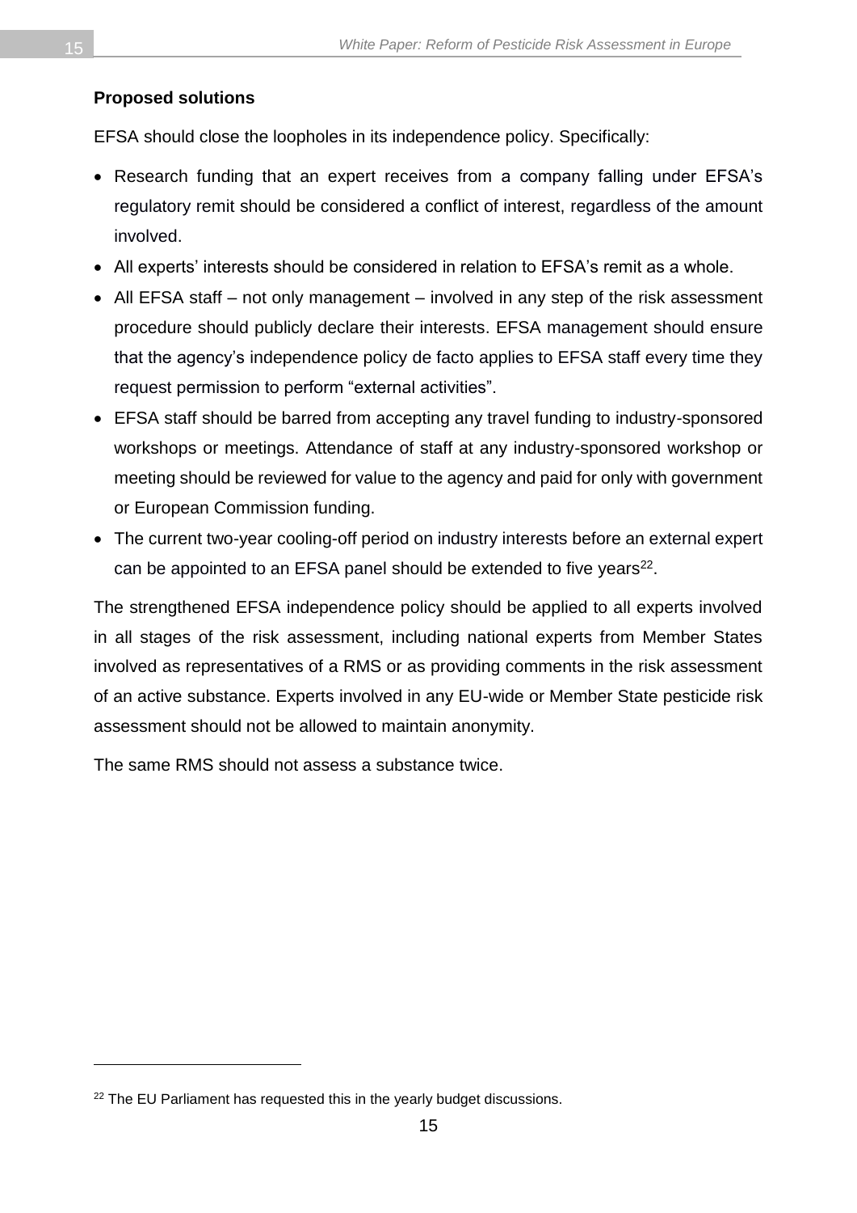**Proposed solutions**

EFSA should close the loopholes in its independence policy. Specifically:

- Research funding that an expert receives from a company falling under EFSA's regulatory remit should be considered a conflict of interest, regardless of the amount involved.
- All experts' interests should be considered in relation to EFSA's remit as a whole.
- All EFSA staff – not only management – involved in any step of the risk assessment procedure should publicly declare their interests. EFSA management should ensure that the agency's independence policy de facto applies to EFSA staff every time they request permission to perform "external activities".
- EFSA staff should be barred from accepting any travel funding to industry-sponsored workshops or meetings. Attendance of staff at any industry-sponsored workshop or meeting should be reviewed for value to the agency and paid for only with government or European Commission funding.
- The current two-year cooling-off period on industry interests before an external expert can be appointed to an EFSA panel should be extended to five years[22].

The strengthened EFSA independence policy should be applied to all experts involved in all stages of the risk assessment, including national experts from Member States involved as representatives of a RMS or as providing comments in the risk assessment of an active substance. Experts involved in any EU-wide or Member State pesticide risk assessment should not be allowed to maintain anonymity.

The same RMS should not assess a substance twice.

[22] The EU Parliament has requested this in the yearly budget discussions.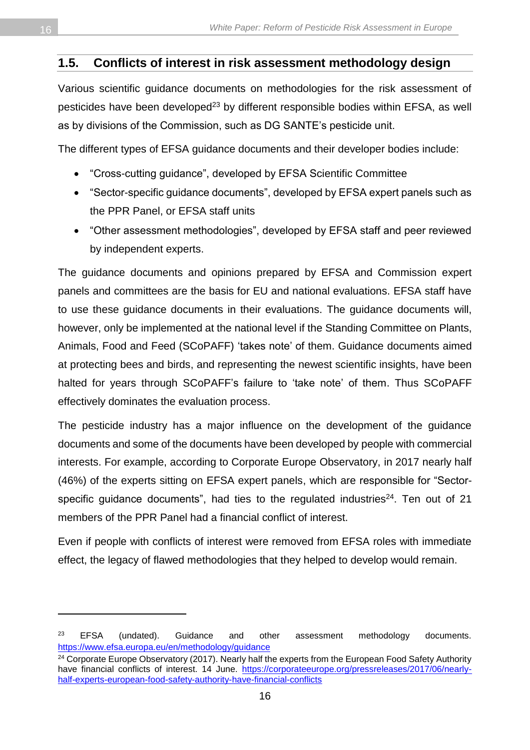## 1.5. Conflicts of interest in risk assessment methodology design

Various scientific guidance documents on methodologies for the risk assessment of pesticides have been developed[23] by different responsible bodies within EFSA, as well as by divisions of the Commission, such as DG SANTE's pesticide unit.

The different types of EFSA guidance documents and their developer bodies include:

- "Cross-cutting guidance", developed by EFSA Scientific Committee
- "Sector-specific guidance documents", developed by EFSA expert panels such as the PPR Panel, or EFSA staff units
- "Other assessment methodologies", developed by EFSA staff and peer reviewed by independent experts.

The guidance documents and opinions prepared by EFSA and Commission expert panels and committees are the basis for EU and national evaluations. EFSA staff have to use these guidance documents in their evaluations. The guidance documents will, however, only be implemented at the national level if the Standing Committee on Plants, Animals, Food and Feed (SCoPAFF) 'takes note' of them. Guidance documents aimed at protecting bees and birds, and representing the newest scientific insights, have been halted for years through SCoPAFF's failure to 'take note' of them. Thus SCoPAFF effectively dominates the evaluation process.

The pesticide industry has a major influence on the development of the guidance documents and some of the documents have been developed by people with commercial interests. For example, according to Corporate Europe Observatory, in 2017 nearly half (46%) of the experts sitting on EFSA expert panels, which are responsible for "Sector-specific guidance documents", had ties to the regulated industries[24]. Ten out of 21 members of the PPR Panel had a financial conflict of interest.

Even if people with conflicts of interest were removed from EFSA roles with immediate effect, the legacy of flawed methodologies that they helped to develop would remain.

---

[23] EFSA (undated). Guidance and other assessment methodology documents. https://www.efsa.europa.eu/en/methodology/guidance

[24] Corporate Europe Observatory (2017). Nearly half the experts from the European Food Safety Authority have financial conflicts of interest. 14 June. https://corporateeurope.org/pressreleases/2017/06/nearly-half-experts-european-food-safety-authority-have-financial-conflicts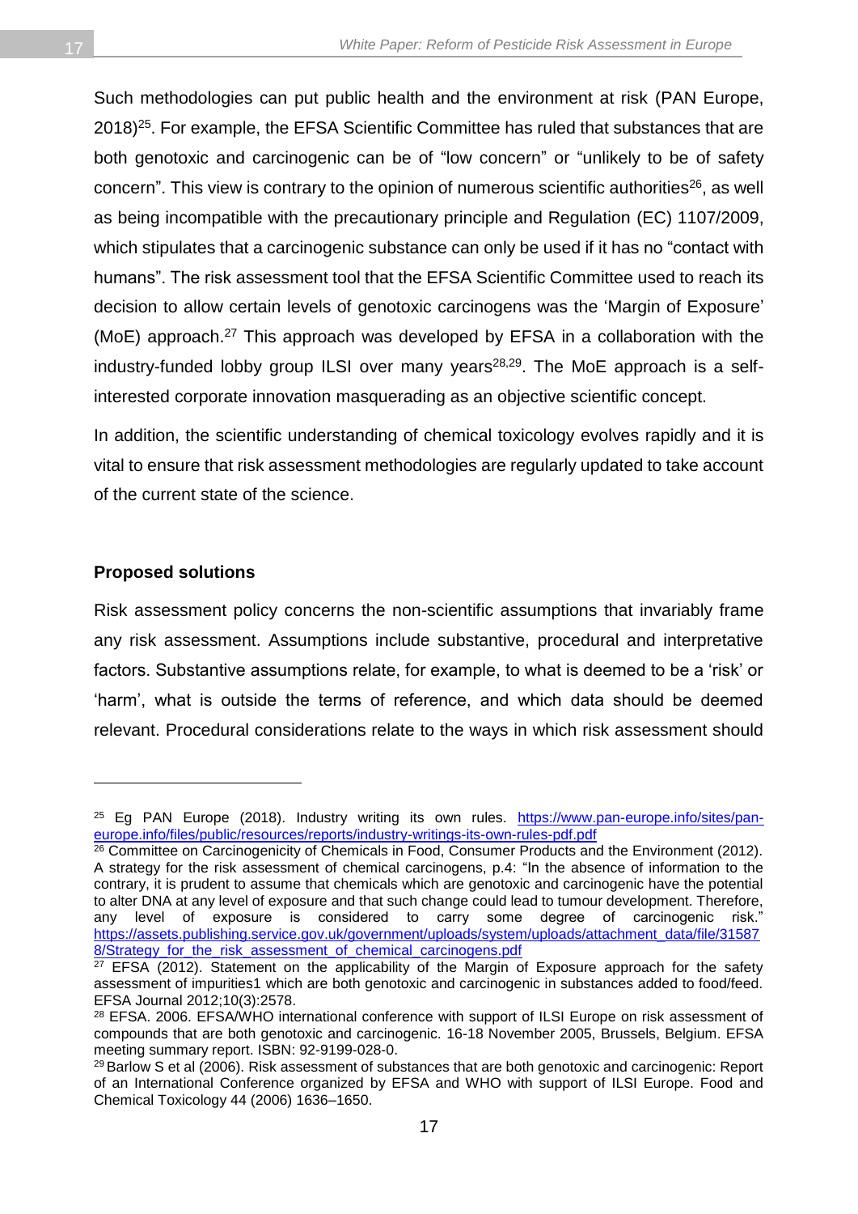Such methodologies can put public health and the environment at risk (PAN Europe, 2018)[25]. For example, the EFSA Scientific Committee has ruled that substances that are both genotoxic and carcinogenic can be of “low concern” or “unlikely to be of safety concern”. This view is contrary to the opinion of numerous scientific authorities[26], as well as being incompatible with the precautionary principle and Regulation (EC) 1107/2009, which stipulates that a carcinogenic substance can only be used if it has no “contact with humans”. The risk assessment tool that the EFSA Scientific Committee used to reach its decision to allow certain levels of genotoxic carcinogens was the ‘Margin of Exposure’ (MoE) approach.[27] This approach was developed by EFSA in a collaboration with the industry-funded lobby group ILSI over many years[28,29]. The MoE approach is a self-interested corporate innovation masquerading as an objective scientific concept.

In addition, the scientific understanding of chemical toxicology evolves rapidly and it is vital to ensure that risk assessment methodologies are regularly updated to take account of the current state of the science.

**Proposed solutions**

Risk assessment policy concerns the non-scientific assumptions that invariably frame any risk assessment. Assumptions include substantive, procedural and interpretative factors. Substantive assumptions relate, for example, to what is deemed to be a ‘risk’ or ‘harm’, what is outside the terms of reference, and which data should be deemed relevant. Procedural considerations relate to the ways in which risk assessment should

---

[25] Eg PAN Europe (2018). Industry writing its own rules. https://www.pan-europe.info/sites/pan-europe.info/files/public/resources/reports/industry-writings-its-own-rules-pdf.pdf

[26] Committee on Carcinogenicity of Chemicals in Food, Consumer Products and the Environment (2012). A strategy for the risk assessment of chemical carcinogens, p.4: “In the absence of information to the contrary, it is prudent to assume that chemicals which are genotoxic and carcinogenic have the potential to alter DNA at any level of exposure and that such change could lead to tumour development. Therefore, any level of exposure is considered to carry some degree of carcinogenic risk.” https://assets.publishing.service.gov.uk/government/uploads/system/uploads/attachment_data/file/315878/Strategy_for_the_risk_assessment_of_chemical_carcinogens.pdf

[27] EFSA (2012). Statement on the applicability of the Margin of Exposure approach for the safety assessment of impurities1 which are both genotoxic and carcinogenic in substances added to food/feed. EFSA Journal 2012;10(3):2578.

[28] EFSA. 2006. EFSA/WHO international conference with support of ILSI Europe on risk assessment of compounds that are both genotoxic and carcinogenic. 16-18 November 2005, Brussels, Belgium. EFSA meeting summary report. ISBN: 92-9199-028-0.

[29] Barlow S et al (2006). Risk assessment of substances that are both genotoxic and carcinogenic: Report of an International Conference organized by EFSA and WHO with support of ILSI Europe. Food and Chemical Toxicology 44 (2006) 1636–1650.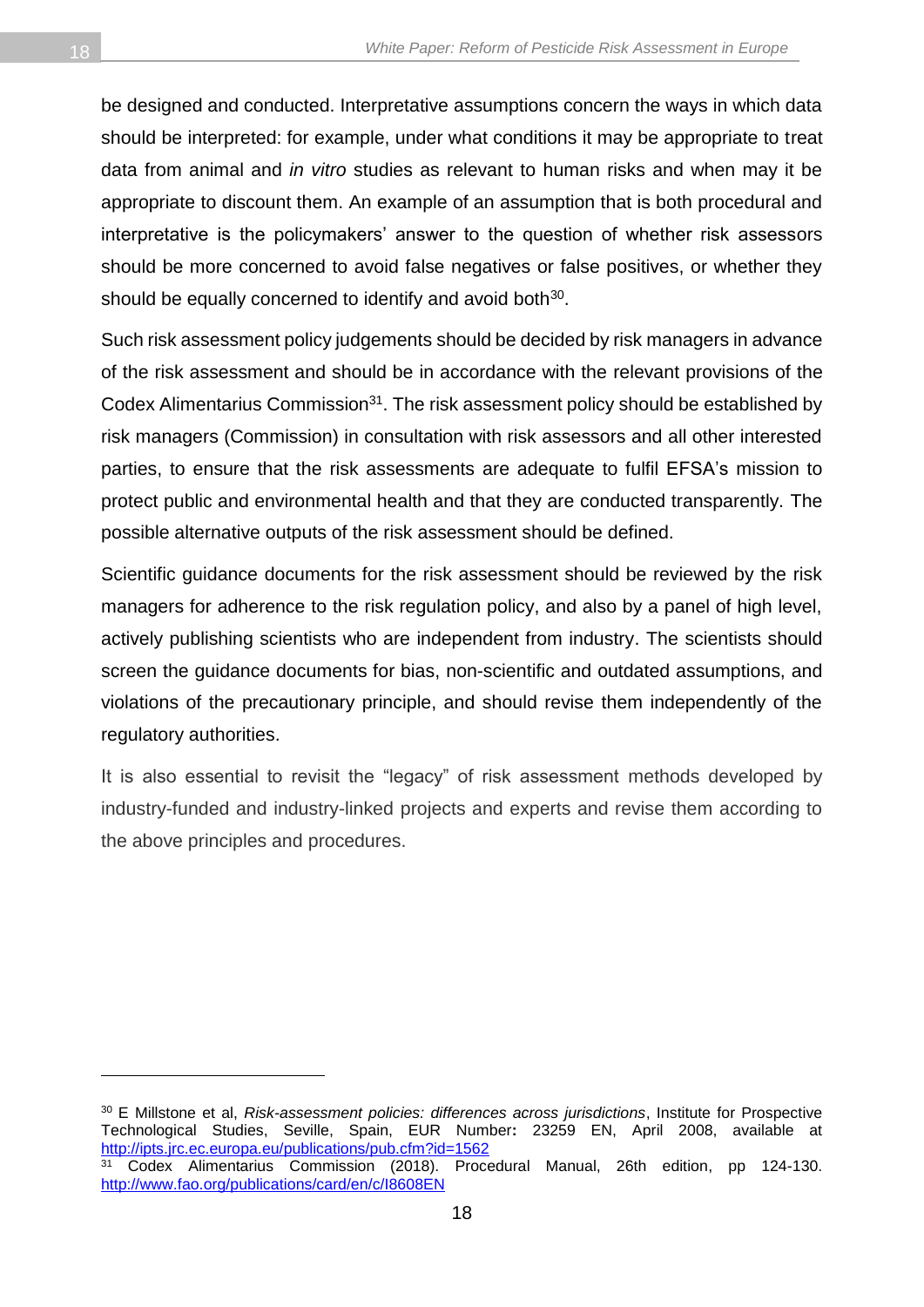be designed and conducted. Interpretative assumptions concern the ways in which data should be interpreted: for example, under what conditions it may be appropriate to treat data from animal and *in vitro* studies as relevant to human risks and when may it be appropriate to discount them. An example of an assumption that is both procedural and interpretative is the policymakers' answer to the question of whether risk assessors should be more concerned to avoid false negatives or false positives, or whether they should be equally concerned to identify and avoid both[30].

Such risk assessment policy judgements should be decided by risk managers in advance of the risk assessment and should be in accordance with the relevant provisions of the Codex Alimentarius Commission[31]. The risk assessment policy should be established by risk managers (Commission) in consultation with risk assessors and all other interested parties, to ensure that the risk assessments are adequate to fulfil EFSA's mission to protect public and environmental health and that they are conducted transparently. The possible alternative outputs of the risk assessment should be defined.

Scientific guidance documents for the risk assessment should be reviewed by the risk managers for adherence to the risk regulation policy, and also by a panel of high level, actively publishing scientists who are independent from industry. The scientists should screen the guidance documents for bias, non-scientific and outdated assumptions, and violations of the precautionary principle, and should revise them independently of the regulatory authorities.

It is also essential to revisit the "legacy" of risk assessment methods developed by industry-funded and industry-linked projects and experts and revise them according to the above principles and procedures.

---

[30] E Millstone et al, *Risk-assessment policies: differences across jurisdictions*, Institute for Prospective Technological Studies, Seville, Spain, EUR Number**:** 23259 EN, April 2008, available at http://ipts.jrc.ec.europa.eu/publications/pub.cfm?id=1562

[31] Codex Alimentarius Commission (2018). Procedural Manual, 26th edition, pp 124-130. http://www.fao.org/publications/card/en/c/I8608EN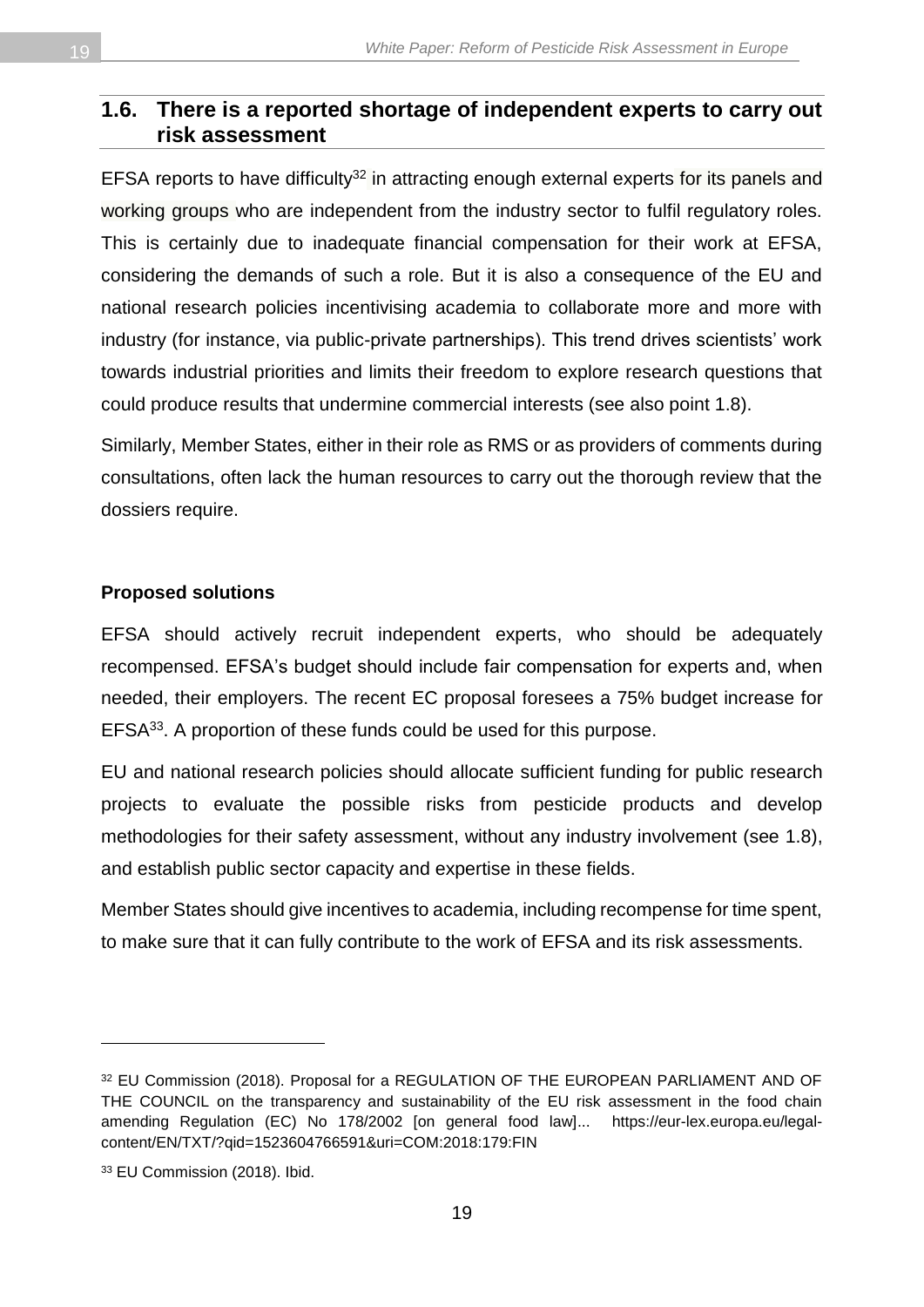## 1.6. There is a reported shortage of independent experts to carry out risk assessment

EFSA reports to have difficulty[32] in attracting enough external experts for its panels and working groups who are independent from the industry sector to fulfil regulatory roles. This is certainly due to inadequate financial compensation for their work at EFSA, considering the demands of such a role. But it is also a consequence of the EU and national research policies incentivising academia to collaborate more and more with industry (for instance, via public-private partnerships). This trend drives scientists' work towards industrial priorities and limits their freedom to explore research questions that could produce results that undermine commercial interests (see also point 1.8).

Similarly, Member States, either in their role as RMS or as providers of comments during consultations, often lack the human resources to carry out the thorough review that the dossiers require.

**Proposed solutions**

EFSA should actively recruit independent experts, who should be adequately recompensed. EFSA's budget should include fair compensation for experts and, when needed, their employers. The recent EC proposal foresees a 75% budget increase for EFSA[33]. A proportion of these funds could be used for this purpose.

EU and national research policies should allocate sufficient funding for public research projects to evaluate the possible risks from pesticide products and develop methodologies for their safety assessment, without any industry involvement (see 1.8), and establish public sector capacity and expertise in these fields.

Member States should give incentives to academia, including recompense for time spent, to make sure that it can fully contribute to the work of EFSA and its risk assessments.

---

[32] EU Commission (2018). Proposal for a REGULATION OF THE EUROPEAN PARLIAMENT AND OF THE COUNCIL on the transparency and sustainability of the EU risk assessment in the food chain amending Regulation (EC) No 178/2002 [on general food law]... https://eur-lex.europa.eu/legal-content/EN/TXT/?qid=1523604766591&uri=COM:2018:179:FIN

[33] EU Commission (2018). Ibid.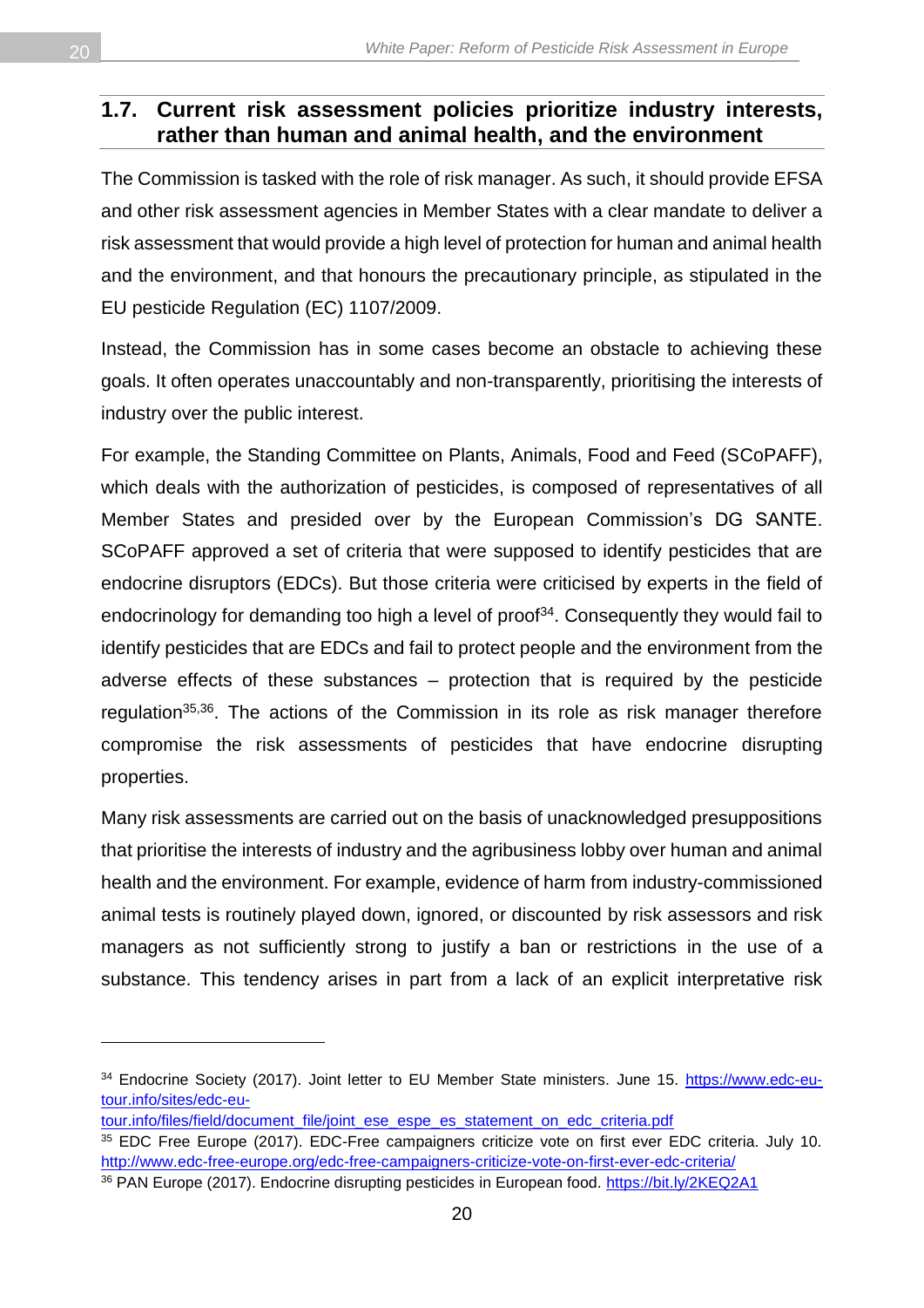## 1.7. Current risk assessment policies prioritize industry interests, rather than human and animal health, and the environment

The Commission is tasked with the role of risk manager. As such, it should provide EFSA and other risk assessment agencies in Member States with a clear mandate to deliver a risk assessment that would provide a high level of protection for human and animal health and the environment, and that honours the precautionary principle, as stipulated in the EU pesticide Regulation (EC) 1107/2009.

Instead, the Commission has in some cases become an obstacle to achieving these goals. It often operates unaccountably and non-transparently, prioritising the interests of industry over the public interest.

For example, the Standing Committee on Plants, Animals, Food and Feed (SCoPAFF), which deals with the authorization of pesticides, is composed of representatives of all Member States and presided over by the European Commission's DG SANTE. SCoPAFF approved a set of criteria that were supposed to identify pesticides that are endocrine disruptors (EDCs). But those criteria were criticised by experts in the field of endocrinology for demanding too high a level of proof[34]. Consequently they would fail to identify pesticides that are EDCs and fail to protect people and the environment from the adverse effects of these substances – protection that is required by the pesticide regulation[35,36]. The actions of the Commission in its role as risk manager therefore compromise the risk assessments of pesticides that have endocrine disrupting properties.

Many risk assessments are carried out on the basis of unacknowledged presuppositions that prioritise the interests of industry and the agribusiness lobby over human and animal health and the environment. For example, evidence of harm from industry-commissioned animal tests is routinely played down, ignored, or discounted by risk assessors and risk managers as not sufficiently strong to justify a ban or restrictions in the use of a substance. This tendency arises in part from a lack of an explicit interpretative risk

---

[34] Endocrine Society (2017). Joint letter to EU Member State ministers. June 15. https://www.edc-eu-tour.info/sites/edc-eu-tour.info/files/field/document_file/joint_ese_espe_es_statement_on_edc_criteria.pdf

[35] EDC Free Europe (2017). EDC-Free campaigners criticize vote on first ever EDC criteria. July 10. http://www.edc-free-europe.org/edc-free-campaigners-criticize-vote-on-first-ever-edc-criteria/

[36] PAN Europe (2017). Endocrine disrupting pesticides in European food. https://bit.ly/2KEQ2A1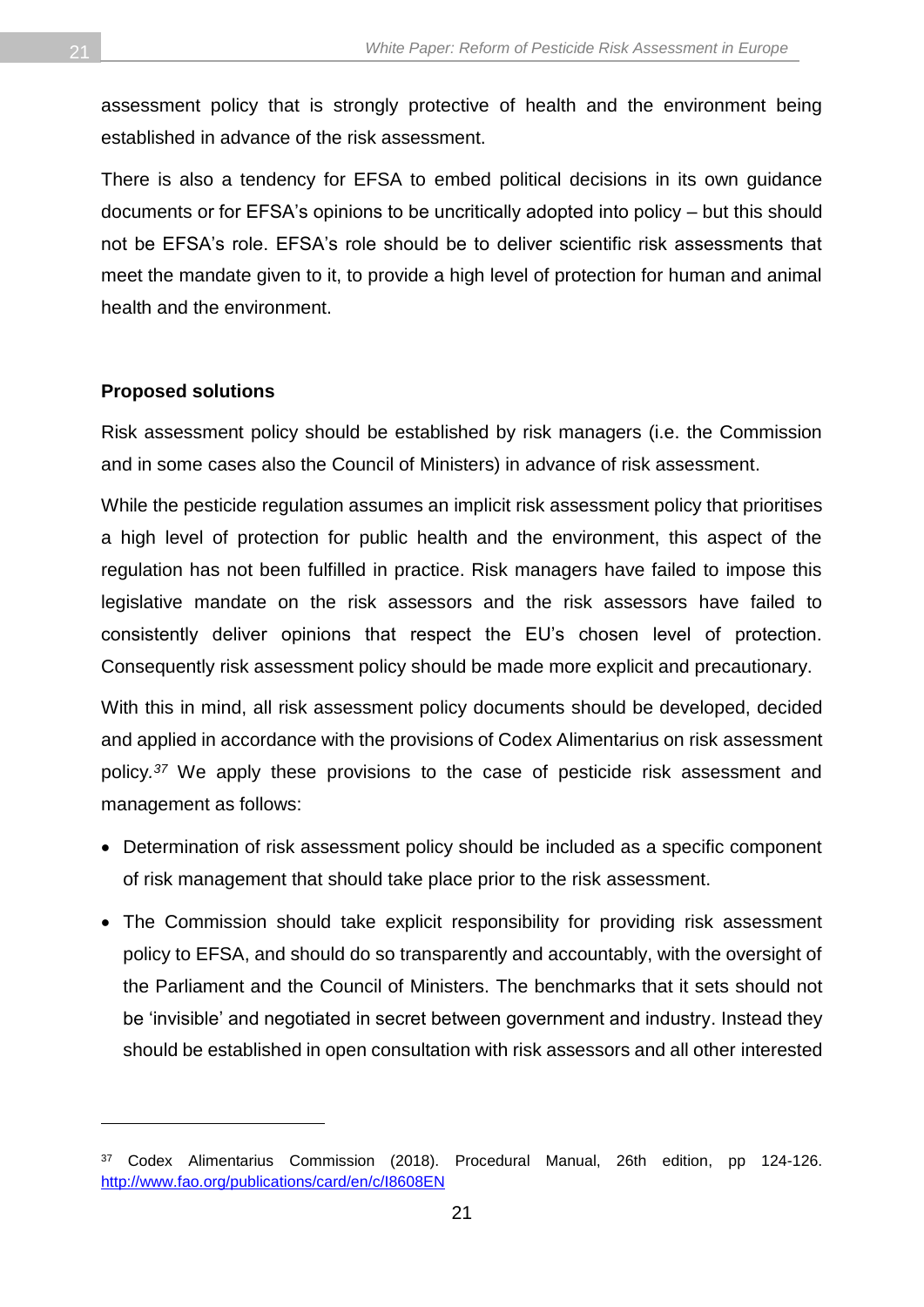assessment policy that is strongly protective of health and the environment being established in advance of the risk assessment.

There is also a tendency for EFSA to embed political decisions in its own guidance documents or for EFSA's opinions to be uncritically adopted into policy – but this should not be EFSA's role. EFSA's role should be to deliver scientific risk assessments that meet the mandate given to it, to provide a high level of protection for human and animal health and the environment.

**Proposed solutions**

Risk assessment policy should be established by risk managers (i.e. the Commission and in some cases also the Council of Ministers) in advance of risk assessment.

While the pesticide regulation assumes an implicit risk assessment policy that prioritises a high level of protection for public health and the environment, this aspect of the regulation has not been fulfilled in practice. Risk managers have failed to impose this legislative mandate on the risk assessors and the risk assessors have failed to consistently deliver opinions that respect the EU's chosen level of protection. Consequently risk assessment policy should be made more explicit and precautionary.

With this in mind, all risk assessment policy documents should be developed, decided and applied in accordance with the provisions of Codex Alimentarius on risk assessment policy.[37] We apply these provisions to the case of pesticide risk assessment and management as follows:

- Determination of risk assessment policy should be included as a specific component of risk management that should take place prior to the risk assessment.
- The Commission should take explicit responsibility for providing risk assessment policy to EFSA, and should do so transparently and accountably, with the oversight of the Parliament and the Council of Ministers. The benchmarks that it sets should not be 'invisible' and negotiated in secret between government and industry. Instead they should be established in open consultation with risk assessors and all other interested

---

[37] Codex Alimentarius Commission (2018). Procedural Manual, 26th edition, pp 124-126. http://www.fao.org/publications/card/en/c/I8608EN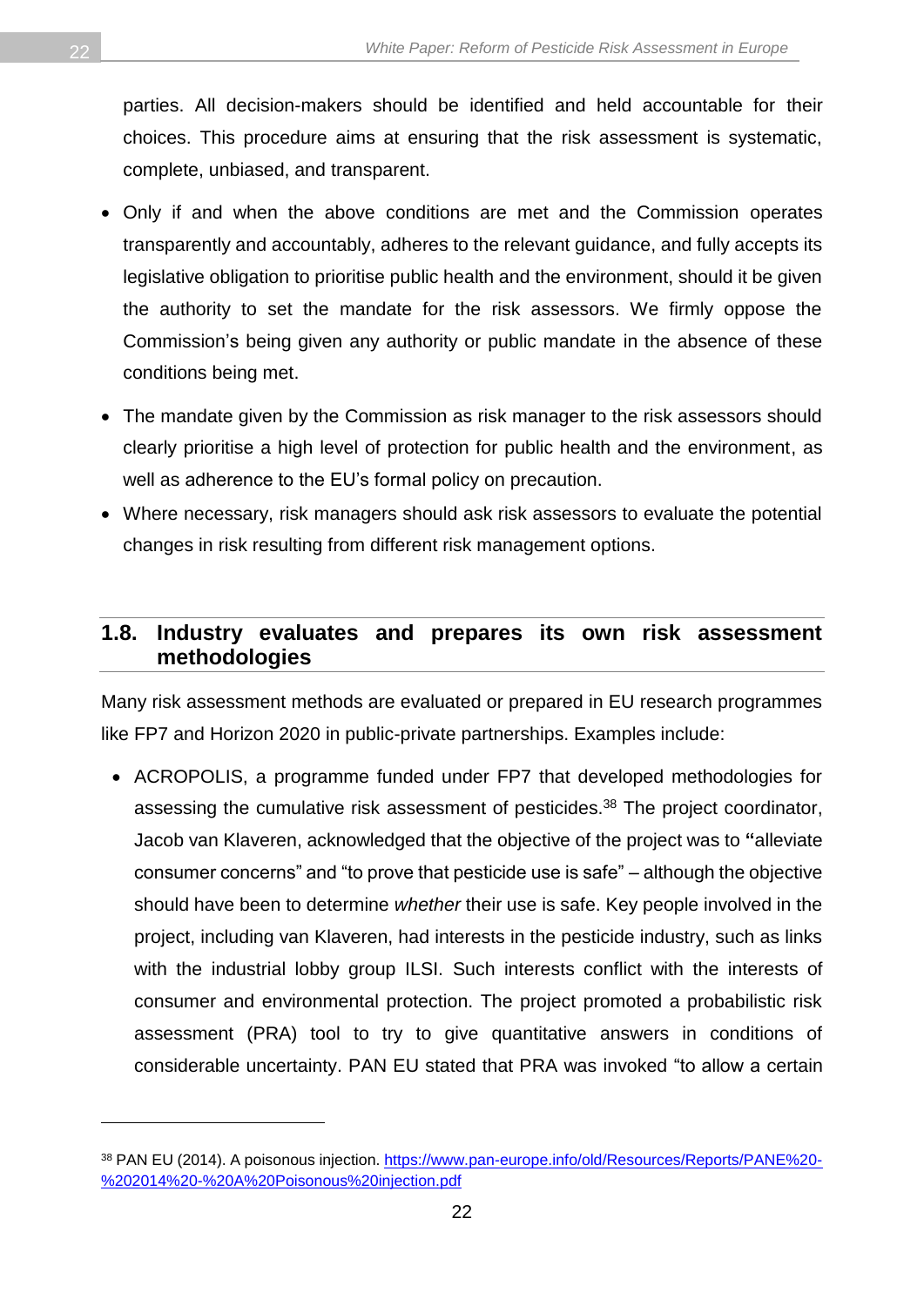parties. All decision-makers should be identified and held accountable for their choices. This procedure aims at ensuring that the risk assessment is systematic, complete, unbiased, and transparent.

- Only if and when the above conditions are met and the Commission operates transparently and accountably, adheres to the relevant guidance, and fully accepts its legislative obligation to prioritise public health and the environment, should it be given the authority to set the mandate for the risk assessors. We firmly oppose the Commission's being given any authority or public mandate in the absence of these conditions being met.
- The mandate given by the Commission as risk manager to the risk assessors should clearly prioritise a high level of protection for public health and the environment, as well as adherence to the EU's formal policy on precaution.
- Where necessary, risk managers should ask risk assessors to evaluate the potential changes in risk resulting from different risk management options.

## 1.8. Industry evaluates and prepares its own risk assessment methodologies

Many risk assessment methods are evaluated or prepared in EU research programmes like FP7 and Horizon 2020 in public-private partnerships. Examples include:

- ACROPOLIS, a programme funded under FP7 that developed methodologies for assessing the cumulative risk assessment of pesticides.[38] The project coordinator, Jacob van Klaveren, acknowledged that the objective of the project was to **"**alleviate consumer concerns" and "to prove that pesticide use is safe" – although the objective should have been to determine *whether* their use is safe. Key people involved in the project, including van Klaveren, had interests in the pesticide industry, such as links with the industrial lobby group ILSI. Such interests conflict with the interests of consumer and environmental protection. The project promoted a probabilistic risk assessment (PRA) tool to try to give quantitative answers in conditions of considerable uncertainty. PAN EU stated that PRA was invoked "to allow a certain

[38] PAN EU (2014). A poisonous injection. https://www.pan-europe.info/old/Resources/Reports/PANE%20-%202014%20-%20A%20Poisonous%20injection.pdf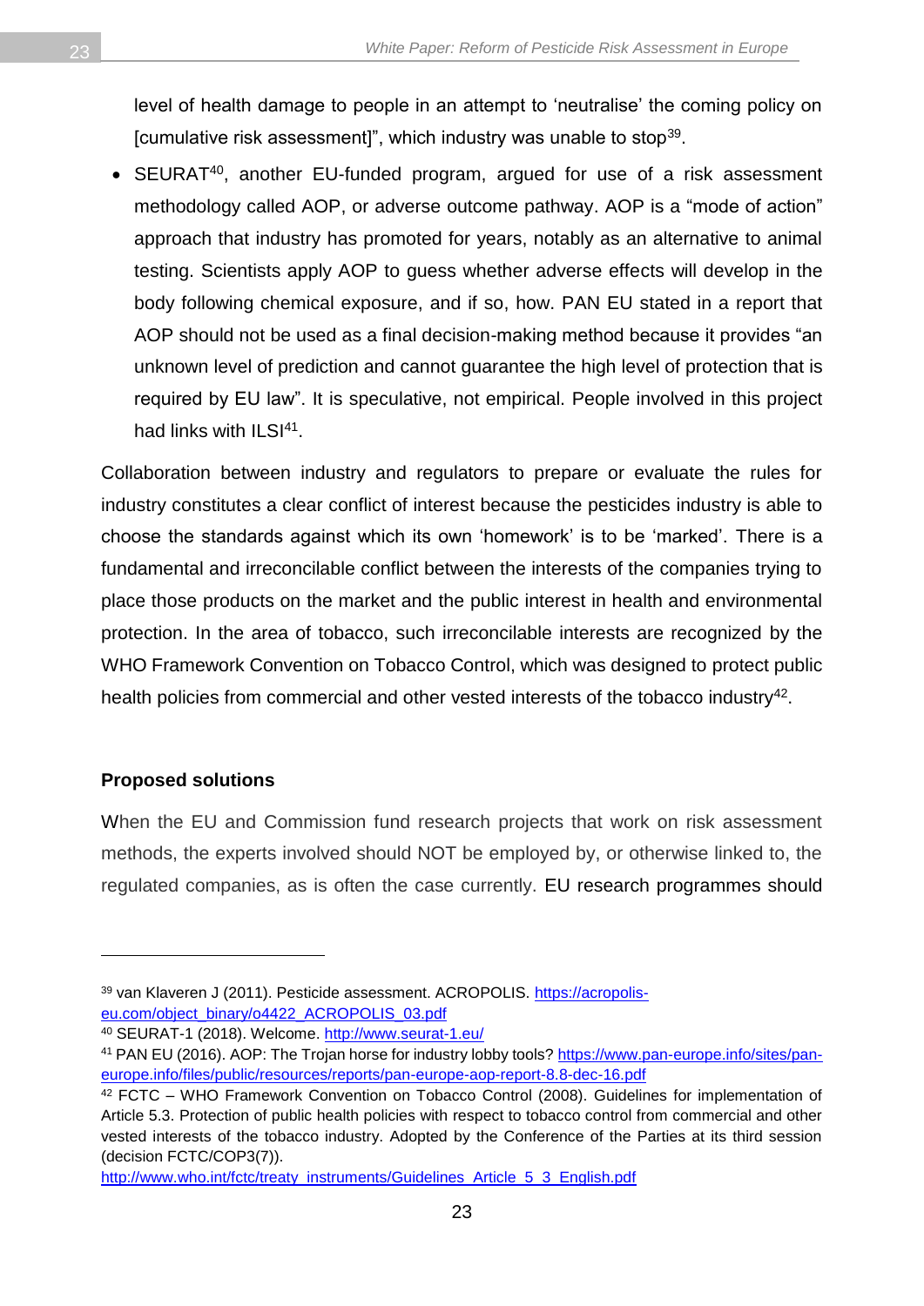level of health damage to people in an attempt to 'neutralise' the coming policy on [cumulative risk assessment]", which industry was unable to stop[39].

- SEURAT[40], another EU-funded program, argued for use of a risk assessment methodology called AOP, or adverse outcome pathway. AOP is a "mode of action" approach that industry has promoted for years, notably as an alternative to animal testing. Scientists apply AOP to guess whether adverse effects will develop in the body following chemical exposure, and if so, how. PAN EU stated in a report that AOP should not be used as a final decision-making method because it provides "an unknown level of prediction and cannot guarantee the high level of protection that is required by EU law". It is speculative, not empirical. People involved in this project had links with ILSI[41].

Collaboration between industry and regulators to prepare or evaluate the rules for industry constitutes a clear conflict of interest because the pesticides industry is able to choose the standards against which its own 'homework' is to be 'marked'. There is a fundamental and irreconcilable conflict between the interests of the companies trying to place those products on the market and the public interest in health and environmental protection. In the area of tobacco, such irreconcilable interests are recognized by the WHO Framework Convention on Tobacco Control, which was designed to protect public health policies from commercial and other vested interests of the tobacco industry[42].

**Proposed solutions**

When the EU and Commission fund research projects that work on risk assessment methods, the experts involved should NOT be employed by, or otherwise linked to, the regulated companies, as is often the case currently. EU research programmes should

---

[39] van Klaveren J (2011). Pesticide assessment. ACROPOLIS. https://acropolis-eu.com/object_binary/o4422_ACROPOLIS_03.pdf

[40] SEURAT-1 (2018). Welcome. http://www.seurat-1.eu/

[41] PAN EU (2016). AOP: The Trojan horse for industry lobby tools? https://www.pan-europe.info/sites/pan-europe.info/files/public/resources/reports/pan-europe-aop-report-8.8-dec-16.pdf

[42] FCTC – WHO Framework Convention on Tobacco Control (2008). Guidelines for implementation of Article 5.3. Protection of public health policies with respect to tobacco control from commercial and other vested interests of the tobacco industry. Adopted by the Conference of the Parties at its third session (decision FCTC/COP3(7)). http://www.who.int/fctc/treaty_instruments/Guidelines_Article_5_3_English.pdf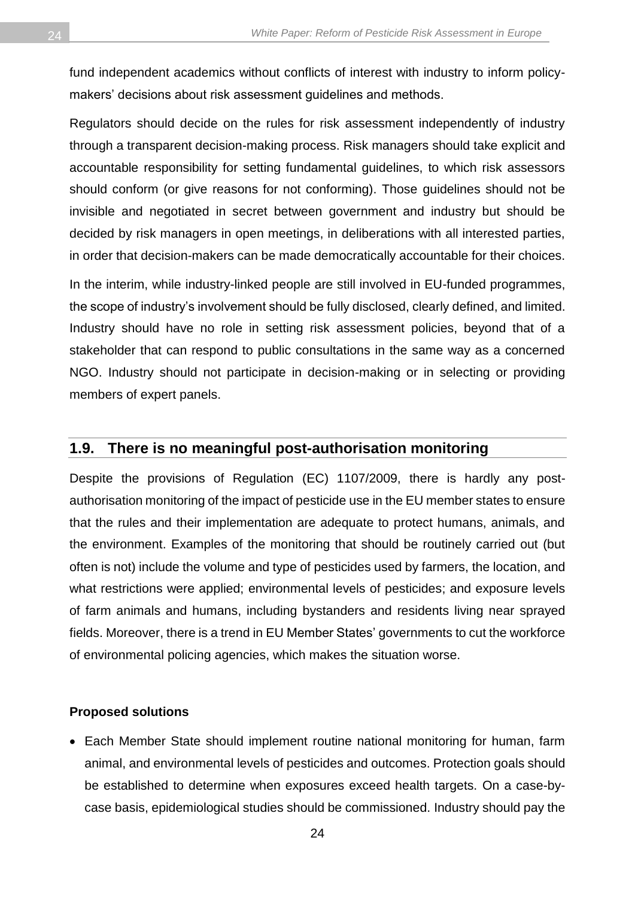fund independent academics without conflicts of interest with industry to inform policy-makers' decisions about risk assessment guidelines and methods.

Regulators should decide on the rules for risk assessment independently of industry through a transparent decision-making process. Risk managers should take explicit and accountable responsibility for setting fundamental guidelines, to which risk assessors should conform (or give reasons for not conforming). Those guidelines should not be invisible and negotiated in secret between government and industry but should be decided by risk managers in open meetings, in deliberations with all interested parties, in order that decision-makers can be made democratically accountable for their choices.

In the interim, while industry-linked people are still involved in EU-funded programmes, the scope of industry's involvement should be fully disclosed, clearly defined, and limited. Industry should have no role in setting risk assessment policies, beyond that of a stakeholder that can respond to public consultations in the same way as a concerned NGO. Industry should not participate in decision-making or in selecting or providing members of expert panels.

## 1.9. There is no meaningful post-authorisation monitoring

Despite the provisions of Regulation (EC) 1107/2009, there is hardly any post-authorisation monitoring of the impact of pesticide use in the EU member states to ensure that the rules and their implementation are adequate to protect humans, animals, and the environment. Examples of the monitoring that should be routinely carried out (but often is not) include the volume and type of pesticides used by farmers, the location, and what restrictions were applied; environmental levels of pesticides; and exposure levels of farm animals and humans, including bystanders and residents living near sprayed fields. Moreover, there is a trend in EU Member States' governments to cut the workforce of environmental policing agencies, which makes the situation worse.

**Proposed solutions**

- Each Member State should implement routine national monitoring for human, farm animal, and environmental levels of pesticides and outcomes. Protection goals should be established to determine when exposures exceed health targets. On a case-by-case basis, epidemiological studies should be commissioned. Industry should pay the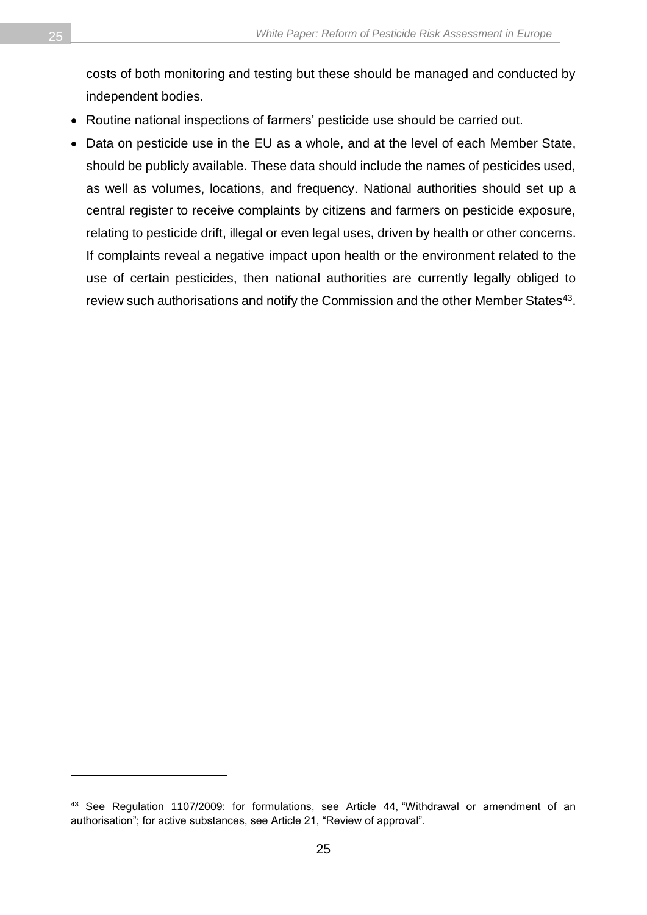costs of both monitoring and testing but these should be managed and conducted by independent bodies.

- Routine national inspections of farmers' pesticide use should be carried out.
- Data on pesticide use in the EU as a whole, and at the level of each Member State, should be publicly available. These data should include the names of pesticides used, as well as volumes, locations, and frequency. National authorities should set up a central register to receive complaints by citizens and farmers on pesticide exposure, relating to pesticide drift, illegal or even legal uses, driven by health or other concerns. If complaints reveal a negative impact upon health or the environment related to the use of certain pesticides, then national authorities are currently legally obliged to review such authorisations and notify the Commission and the other Member States[43].

[43] See Regulation 1107/2009: for formulations, see Article 44, "Withdrawal or amendment of an authorisation"; for active substances, see Article 21, "Review of approval".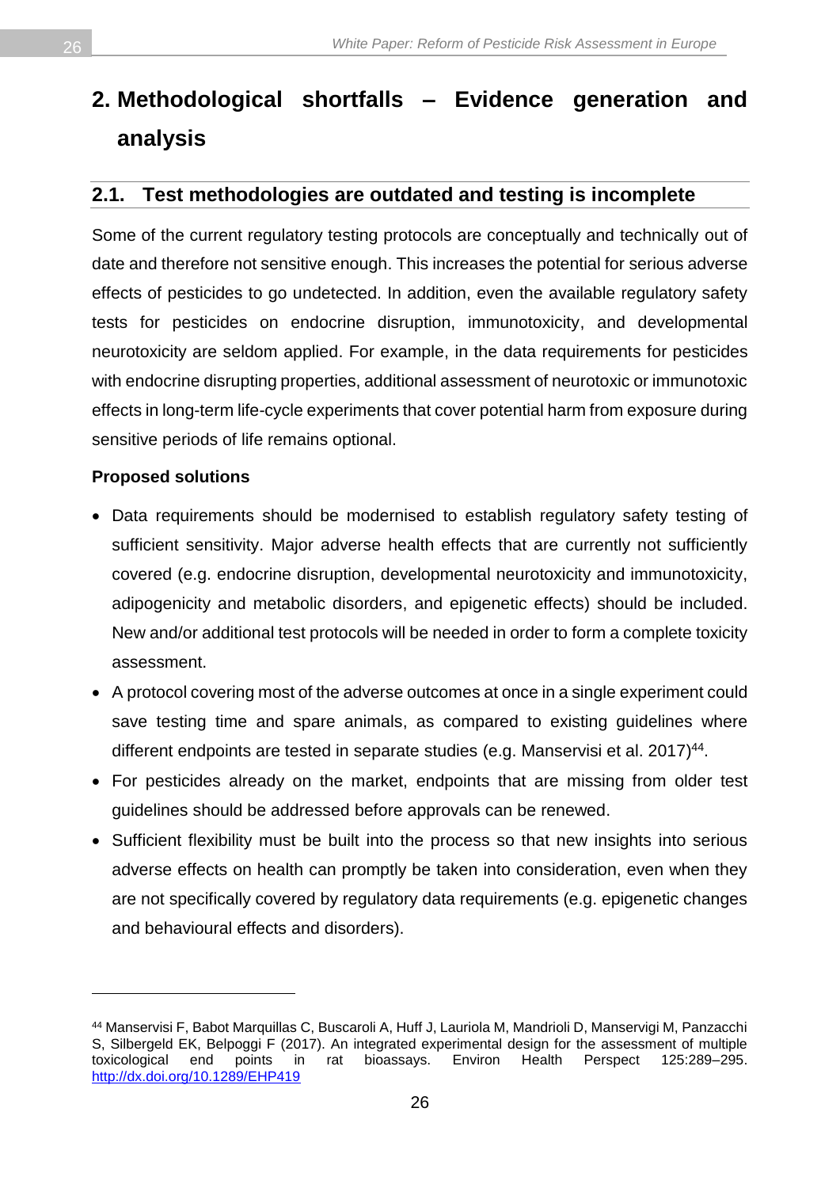# 2. Methodological shortfalls – Evidence generation and analysis

## 2.1. Test methodologies are outdated and testing is incomplete

Some of the current regulatory testing protocols are conceptually and technically out of date and therefore not sensitive enough. This increases the potential for serious adverse effects of pesticides to go undetected. In addition, even the available regulatory safety tests for pesticides on endocrine disruption, immunotoxicity, and developmental neurotoxicity are seldom applied. For example, in the data requirements for pesticides with endocrine disrupting properties, additional assessment of neurotoxic or immunotoxic effects in long-term life-cycle experiments that cover potential harm from exposure during sensitive periods of life remains optional.

**Proposed solutions**

- Data requirements should be modernised to establish regulatory safety testing of sufficient sensitivity. Major adverse health effects that are currently not sufficiently covered (e.g. endocrine disruption, developmental neurotoxicity and immunotoxicity, adipogenicity and metabolic disorders, and epigenetic effects) should be included. New and/or additional test protocols will be needed in order to form a complete toxicity assessment.
- A protocol covering most of the adverse outcomes at once in a single experiment could save testing time and spare animals, as compared to existing guidelines where different endpoints are tested in separate studies (e.g. Manservisi et al. 2017)[44].
- For pesticides already on the market, endpoints that are missing from older test guidelines should be addressed before approvals can be renewed.
- Sufficient flexibility must be built into the process so that new insights into serious adverse effects on health can promptly be taken into consideration, even when they are not specifically covered by regulatory data requirements (e.g. epigenetic changes and behavioural effects and disorders).

---

[44] Manservisi F, Babot Marquillas C, Buscaroli A, Huff J, Lauriola M, Mandrioli D, Manservigi M, Panzacchi S, Silbergeld EK, Belpoggi F (2017). An integrated experimental design for the assessment of multiple toxicological end points in rat bioassays. Environ Health Perspect 125:289–295. http://dx.doi.org/10.1289/EHP419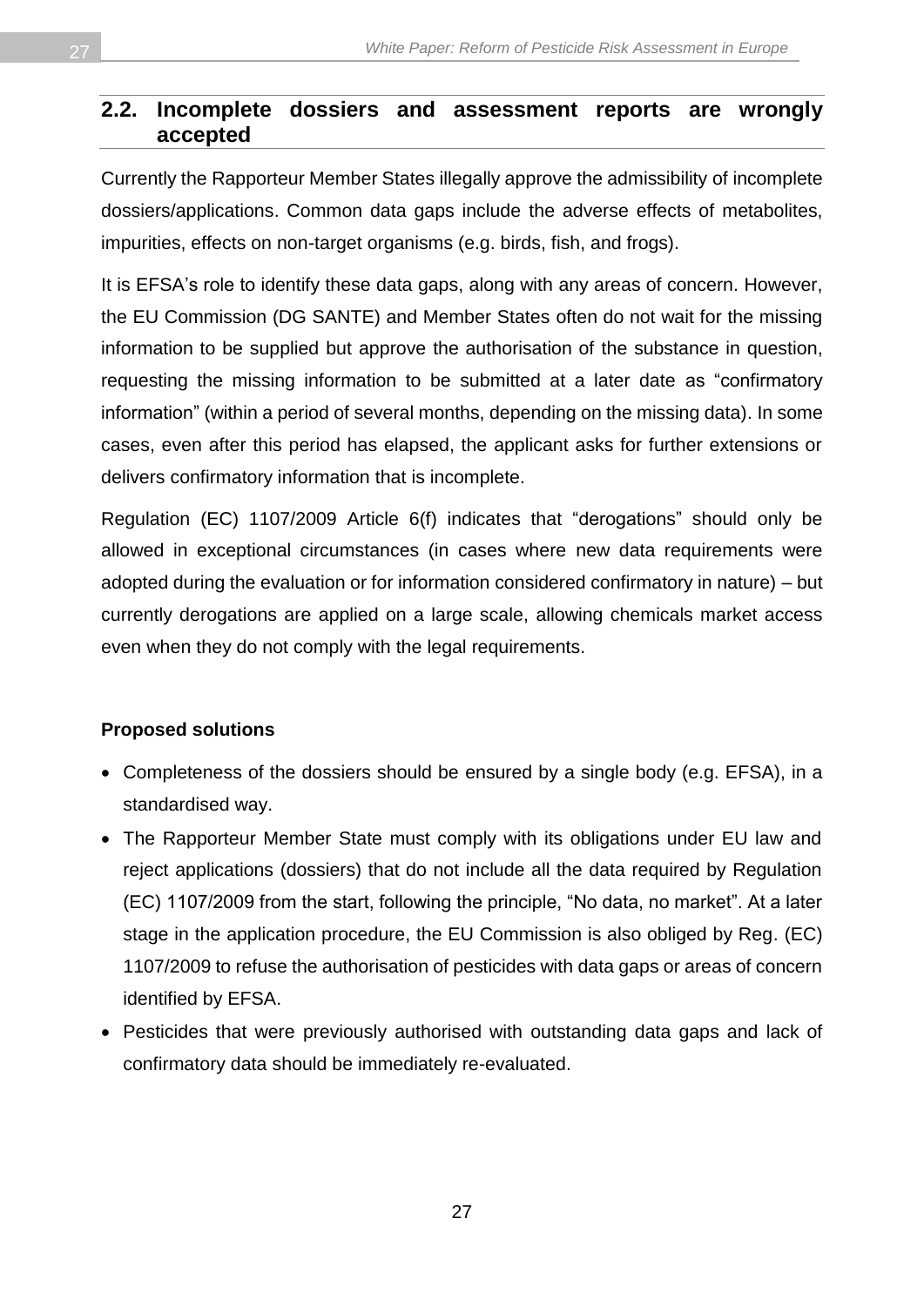## 2.2. Incomplete dossiers and assessment reports are wrongly accepted

Currently the Rapporteur Member States illegally approve the admissibility of incomplete dossiers/applications. Common data gaps include the adverse effects of metabolites, impurities, effects on non-target organisms (e.g. birds, fish, and frogs).

It is EFSA's role to identify these data gaps, along with any areas of concern. However, the EU Commission (DG SANTE) and Member States often do not wait for the missing information to be supplied but approve the authorisation of the substance in question, requesting the missing information to be submitted at a later date as "confirmatory information" (within a period of several months, depending on the missing data). In some cases, even after this period has elapsed, the applicant asks for further extensions or delivers confirmatory information that is incomplete.

Regulation (EC) 1107/2009 Article 6(f) indicates that "derogations" should only be allowed in exceptional circumstances (in cases where new data requirements were adopted during the evaluation or for information considered confirmatory in nature) – but currently derogations are applied on a large scale, allowing chemicals market access even when they do not comply with the legal requirements.

**Proposed solutions**

- Completeness of the dossiers should be ensured by a single body (e.g. EFSA), in a standardised way.
- The Rapporteur Member State must comply with its obligations under EU law and reject applications (dossiers) that do not include all the data required by Regulation (EC) 1107/2009 from the start, following the principle, "No data, no market". At a later stage in the application procedure, the EU Commission is also obliged by Reg. (EC) 1107/2009 to refuse the authorisation of pesticides with data gaps or areas of concern identified by EFSA.
- Pesticides that were previously authorised with outstanding data gaps and lack of confirmatory data should be immediately re-evaluated.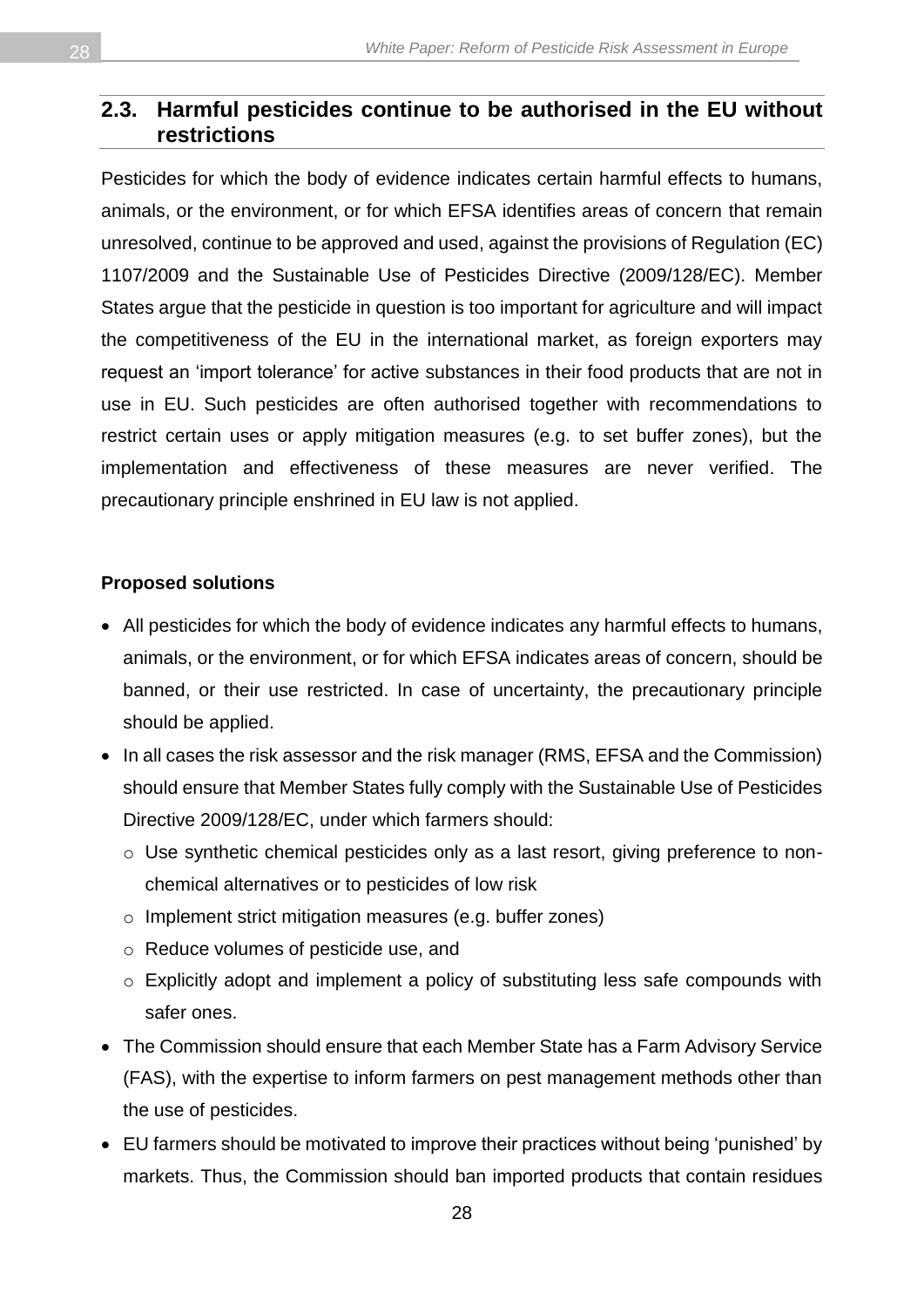## 2.3. Harmful pesticides continue to be authorised in the EU without restrictions

Pesticides for which the body of evidence indicates certain harmful effects to humans, animals, or the environment, or for which EFSA identifies areas of concern that remain unresolved, continue to be approved and used, against the provisions of Regulation (EC) 1107/2009 and the Sustainable Use of Pesticides Directive (2009/128/EC). Member States argue that the pesticide in question is too important for agriculture and will impact the competitiveness of the EU in the international market, as foreign exporters may request an 'import tolerance' for active substances in their food products that are not in use in EU. Such pesticides are often authorised together with recommendations to restrict certain uses or apply mitigation measures (e.g. to set buffer zones), but the implementation and effectiveness of these measures are never verified. The precautionary principle enshrined in EU law is not applied.

**Proposed solutions**

- All pesticides for which the body of evidence indicates any harmful effects to humans, animals, or the environment, or for which EFSA indicates areas of concern, should be banned, or their use restricted. In case of uncertainty, the precautionary principle should be applied.
- In all cases the risk assessor and the risk manager (RMS, EFSA and the Commission) should ensure that Member States fully comply with the Sustainable Use of Pesticides Directive 2009/128/EC, under which farmers should:
  - Use synthetic chemical pesticides only as a last resort, giving preference to non-chemical alternatives or to pesticides of low risk
  - Implement strict mitigation measures (e.g. buffer zones)
  - Reduce volumes of pesticide use, and
  - Explicitly adopt and implement a policy of substituting less safe compounds with safer ones.
- The Commission should ensure that each Member State has a Farm Advisory Service (FAS), with the expertise to inform farmers on pest management methods other than the use of pesticides.
- EU farmers should be motivated to improve their practices without being 'punished' by markets. Thus, the Commission should ban imported products that contain residues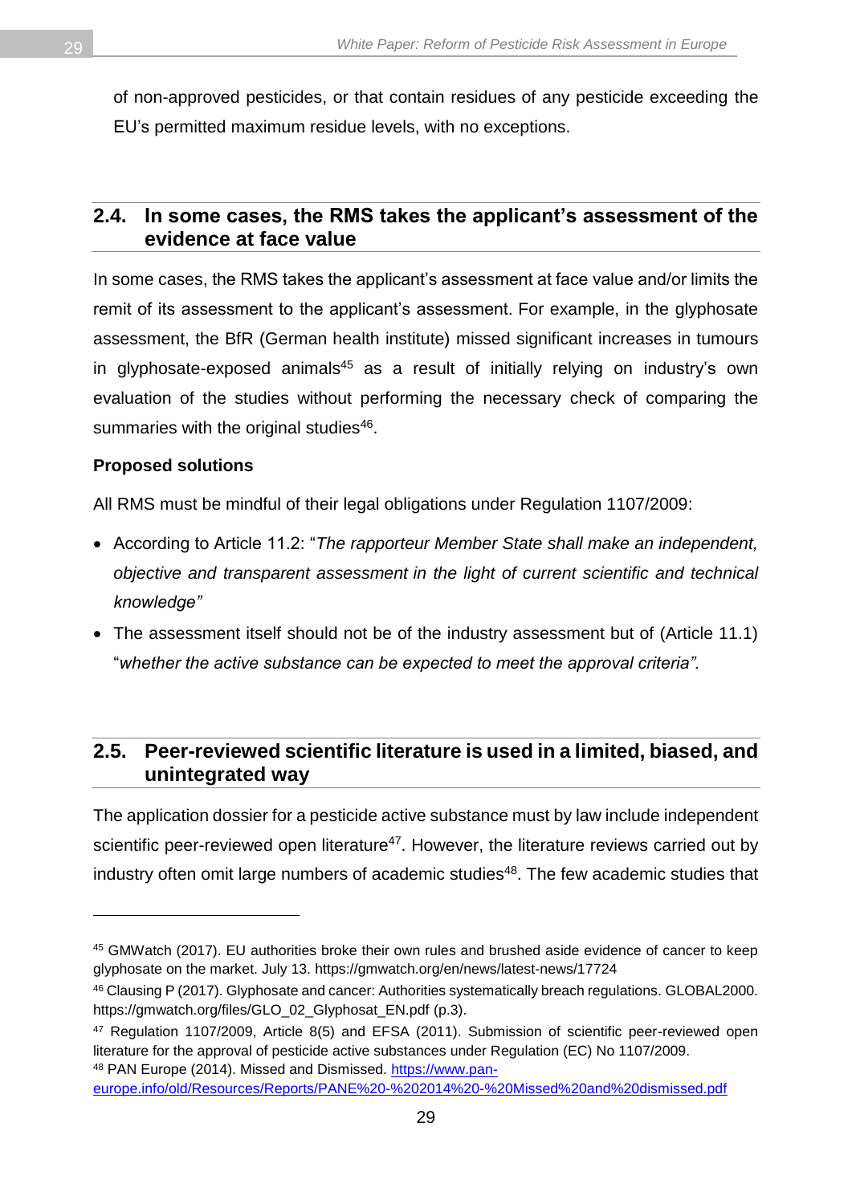of non-approved pesticides, or that contain residues of any pesticide exceeding the EU's permitted maximum residue levels, with no exceptions.

## 2.4. In some cases, the RMS takes the applicant's assessment of the evidence at face value

In some cases, the RMS takes the applicant's assessment at face value and/or limits the remit of its assessment to the applicant's assessment. For example, in the glyphosate assessment, the BfR (German health institute) missed significant increases in tumours in glyphosate-exposed animals[45] as a result of initially relying on industry's own evaluation of the studies without performing the necessary check of comparing the summaries with the original studies[46].

**Proposed solutions**

All RMS must be mindful of their legal obligations under Regulation 1107/2009:

- According to Article 11.2: "*The rapporteur Member State shall make an independent, objective and transparent assessment in the light of current scientific and technical knowledge"*
- The assessment itself should not be of the industry assessment but of (Article 11.1) "*whether the active substance can be expected to meet the approval criteria".*

## 2.5. Peer-reviewed scientific literature is used in a limited, biased, and unintegrated way

The application dossier for a pesticide active substance must by law include independent scientific peer-reviewed open literature[47]. However, the literature reviews carried out by industry often omit large numbers of academic studies[48]. The few academic studies that

---

[45] GMWatch (2017). EU authorities broke their own rules and brushed aside evidence of cancer to keep glyphosate on the market. July 13. https://gmwatch.org/en/news/latest-news/17724

[46] Clausing P (2017). Glyphosate and cancer: Authorities systematically breach regulations. GLOBAL2000. https://gmwatch.org/files/GLO_02_Glyphosat_EN.pdf (p.3).

[47] Regulation 1107/2009, Article 8(5) and EFSA (2011). Submission of scientific peer-reviewed open literature for the approval of pesticide active substances under Regulation (EC) No 1107/2009.

[48] PAN Europe (2014). Missed and Dismissed. https://www.pan-europe.info/old/Resources/Reports/PANE%20-%202014%20-%20Missed%20and%20dismissed.pdf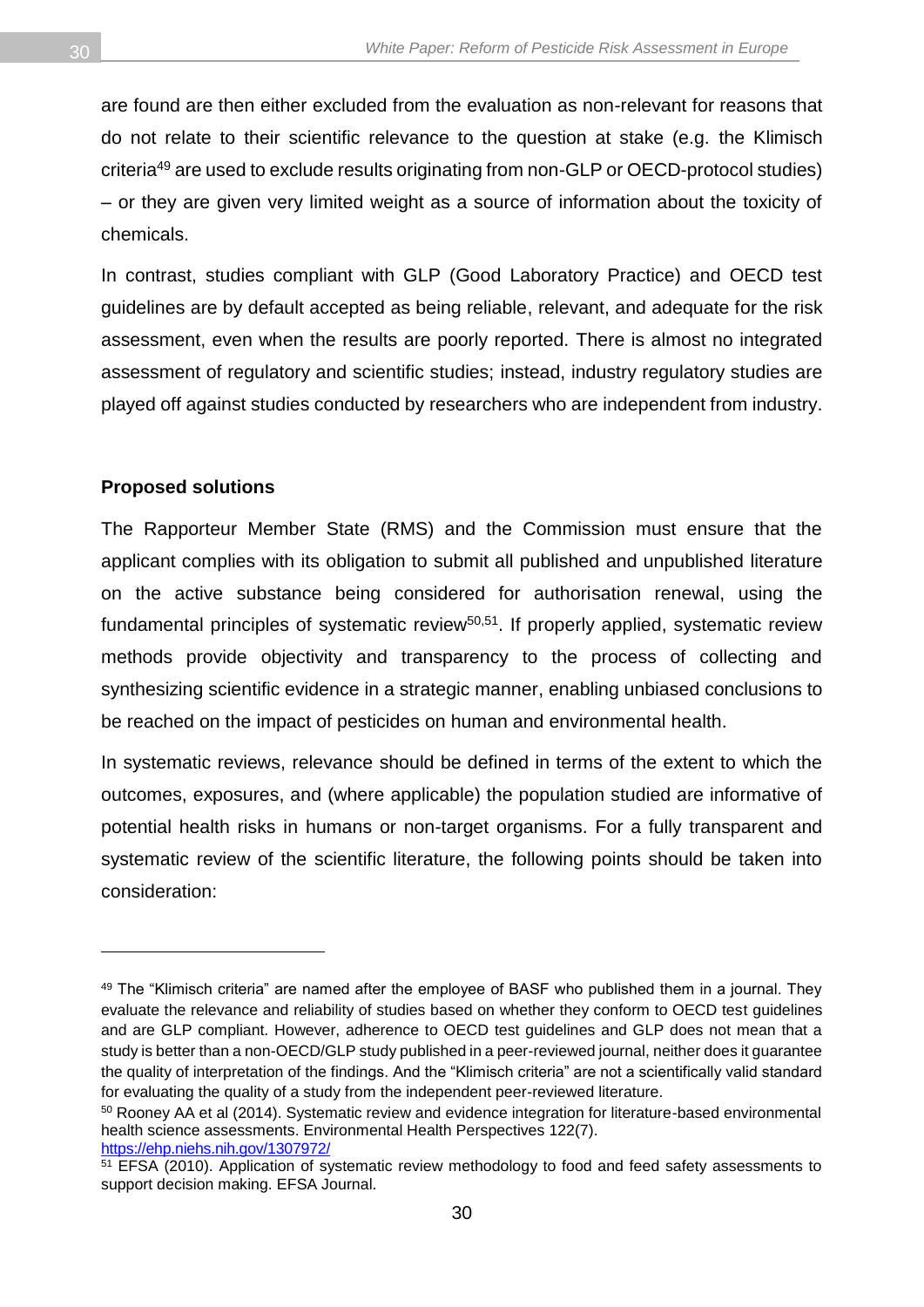are found are then either excluded from the evaluation as non-relevant for reasons that do not relate to their scientific relevance to the question at stake (e.g. the Klimisch criteria[49] are used to exclude results originating from non-GLP or OECD-protocol studies) – or they are given very limited weight as a source of information about the toxicity of chemicals.

In contrast, studies compliant with GLP (Good Laboratory Practice) and OECD test guidelines are by default accepted as being reliable, relevant, and adequate for the risk assessment, even when the results are poorly reported. There is almost no integrated assessment of regulatory and scientific studies; instead, industry regulatory studies are played off against studies conducted by researchers who are independent from industry.

**Proposed solutions**

The Rapporteur Member State (RMS) and the Commission must ensure that the applicant complies with its obligation to submit all published and unpublished literature on the active substance being considered for authorisation renewal, using the fundamental principles of systematic review[50,51]. If properly applied, systematic review methods provide objectivity and transparency to the process of collecting and synthesizing scientific evidence in a strategic manner, enabling unbiased conclusions to be reached on the impact of pesticides on human and environmental health.

In systematic reviews, relevance should be defined in terms of the extent to which the outcomes, exposures, and (where applicable) the population studied are informative of potential health risks in humans or non-target organisms. For a fully transparent and systematic review of the scientific literature, the following points should be taken into consideration:

---

[49] The "Klimisch criteria" are named after the employee of BASF who published them in a journal. They evaluate the relevance and reliability of studies based on whether they conform to OECD test guidelines and are GLP compliant. However, adherence to OECD test guidelines and GLP does not mean that a study is better than a non-OECD/GLP study published in a peer-reviewed journal, neither does it guarantee the quality of interpretation of the findings. And the "Klimisch criteria" are not a scientifically valid standard for evaluating the quality of a study from the independent peer-reviewed literature.

[50] Rooney AA et al (2014). Systematic review and evidence integration for literature-based environmental health science assessments. Environmental Health Perspectives 122(7). https://ehp.niehs.nih.gov/1307972/

[51] EFSA (2010). Application of systematic review methodology to food and feed safety assessments to support decision making. EFSA Journal.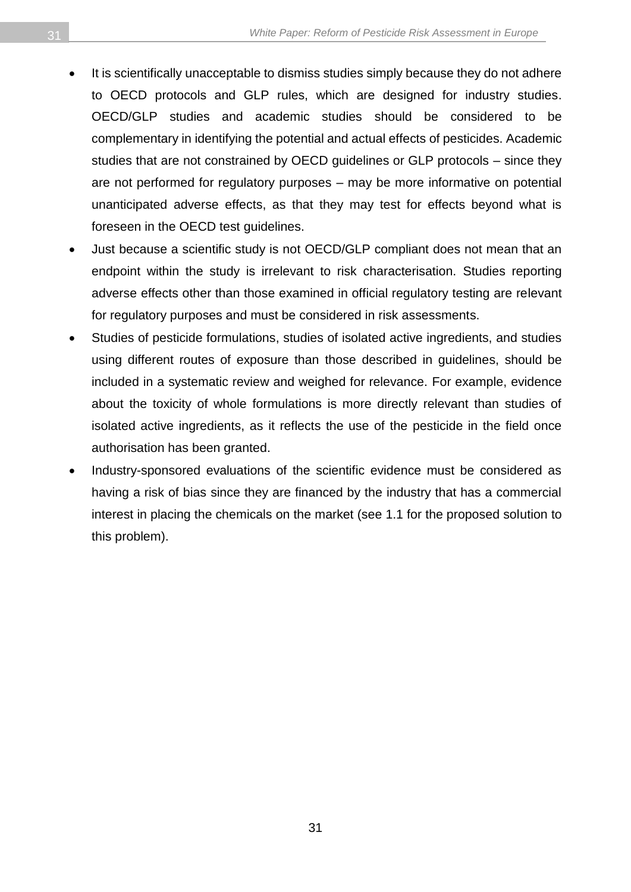- It is scientifically unacceptable to dismiss studies simply because they do not adhere to OECD protocols and GLP rules, which are designed for industry studies. OECD/GLP studies and academic studies should be considered to be complementary in identifying the potential and actual effects of pesticides. Academic studies that are not constrained by OECD guidelines or GLP protocols – since they are not performed for regulatory purposes – may be more informative on potential unanticipated adverse effects, as that they may test for effects beyond what is foreseen in the OECD test guidelines.
- Just because a scientific study is not OECD/GLP compliant does not mean that an endpoint within the study is irrelevant to risk characterisation. Studies reporting adverse effects other than those examined in official regulatory testing are relevant for regulatory purposes and must be considered in risk assessments.
- Studies of pesticide formulations, studies of isolated active ingredients, and studies using different routes of exposure than those described in guidelines, should be included in a systematic review and weighed for relevance. For example, evidence about the toxicity of whole formulations is more directly relevant than studies of isolated active ingredients, as it reflects the use of the pesticide in the field once authorisation has been granted.
- Industry-sponsored evaluations of the scientific evidence must be considered as having a risk of bias since they are financed by the industry that has a commercial interest in placing the chemicals on the market (see 1.1 for the proposed solution to this problem).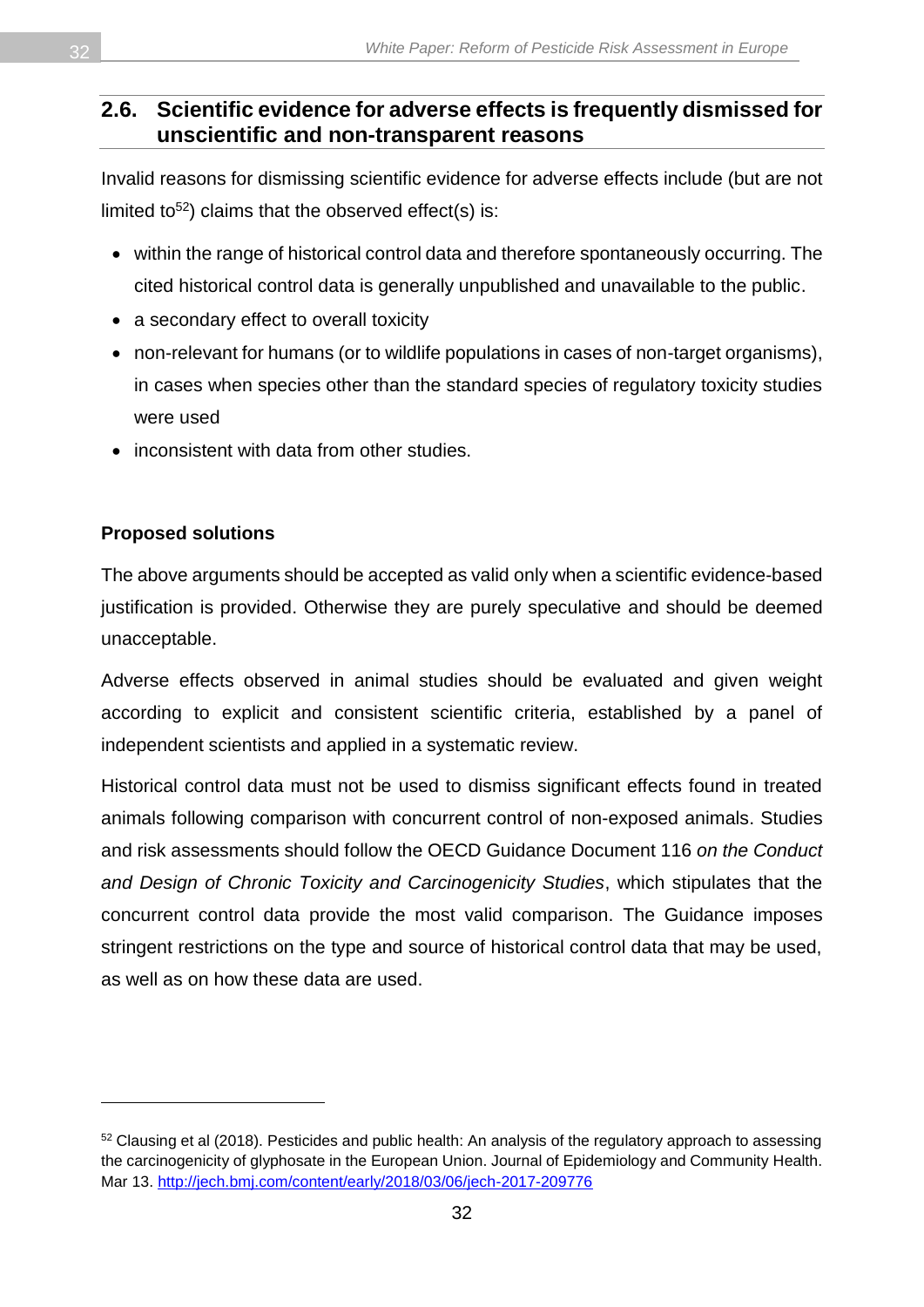## 2.6. Scientific evidence for adverse effects is frequently dismissed for unscientific and non-transparent reasons

Invalid reasons for dismissing scientific evidence for adverse effects include (but are not limited to[52]) claims that the observed effect(s) is:

- within the range of historical control data and therefore spontaneously occurring. The cited historical control data is generally unpublished and unavailable to the public.
- a secondary effect to overall toxicity
- non-relevant for humans (or to wildlife populations in cases of non-target organisms), in cases when species other than the standard species of regulatory toxicity studies were used
- inconsistent with data from other studies.

**Proposed solutions**

The above arguments should be accepted as valid only when a scientific evidence-based justification is provided. Otherwise they are purely speculative and should be deemed unacceptable.

Adverse effects observed in animal studies should be evaluated and given weight according to explicit and consistent scientific criteria, established by a panel of independent scientists and applied in a systematic review.

Historical control data must not be used to dismiss significant effects found in treated animals following comparison with concurrent control of non-exposed animals. Studies and risk assessments should follow the OECD Guidance Document 116 *on the Conduct and Design of Chronic Toxicity and Carcinogenicity Studies*, which stipulates that the concurrent control data provide the most valid comparison. The Guidance imposes stringent restrictions on the type and source of historical control data that may be used, as well as on how these data are used.

---

[52] Clausing et al (2018). Pesticides and public health: An analysis of the regulatory approach to assessing the carcinogenicity of glyphosate in the European Union. Journal of Epidemiology and Community Health. Mar 13. http://jech.bmj.com/content/early/2018/03/06/jech-2017-209776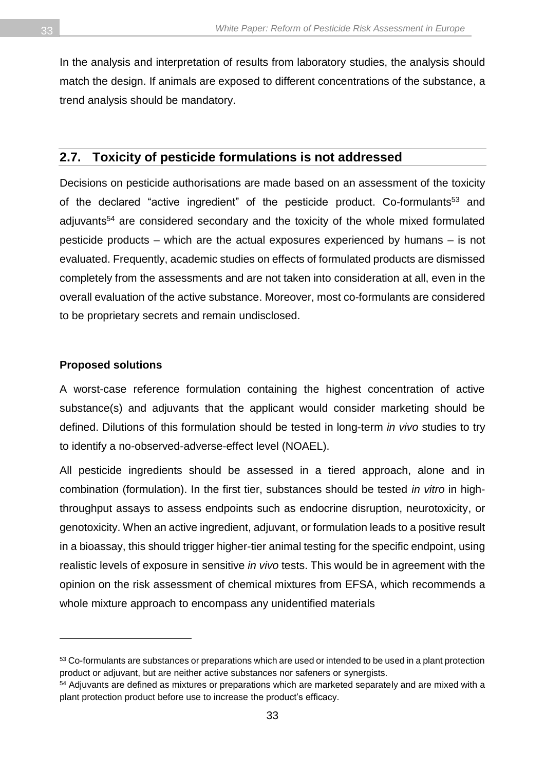In the analysis and interpretation of results from laboratory studies, the analysis should match the design. If animals are exposed to different concentrations of the substance, a trend analysis should be mandatory.

## 2.7. Toxicity of pesticide formulations is not addressed

Decisions on pesticide authorisations are made based on an assessment of the toxicity of the declared "active ingredient" of the pesticide product. Co-formulants[53] and adjuvants[54] are considered secondary and the toxicity of the whole mixed formulated pesticide products – which are the actual exposures experienced by humans – is not evaluated. Frequently, academic studies on effects of formulated products are dismissed completely from the assessments and are not taken into consideration at all, even in the overall evaluation of the active substance. Moreover, most co-formulants are considered to be proprietary secrets and remain undisclosed.

**Proposed solutions**

A worst-case reference formulation containing the highest concentration of active substance(s) and adjuvants that the applicant would consider marketing should be defined. Dilutions of this formulation should be tested in long-term *in vivo* studies to try to identify a no-observed-adverse-effect level (NOAEL).

All pesticide ingredients should be assessed in a tiered approach, alone and in combination (formulation). In the first tier, substances should be tested *in vitro* in high-throughput assays to assess endpoints such as endocrine disruption, neurotoxicity, or genotoxicity. When an active ingredient, adjuvant, or formulation leads to a positive result in a bioassay, this should trigger higher-tier animal testing for the specific endpoint, using realistic levels of exposure in sensitive *in vivo* tests. This would be in agreement with the opinion on the risk assessment of chemical mixtures from EFSA, which recommends a whole mixture approach to encompass any unidentified materials

[53] Co-formulants are substances or preparations which are used or intended to be used in a plant protection product or adjuvant, but are neither active substances nor safeners or synergists.

[54] Adjuvants are defined as mixtures or preparations which are marketed separately and are mixed with a plant protection product before use to increase the product's efficacy.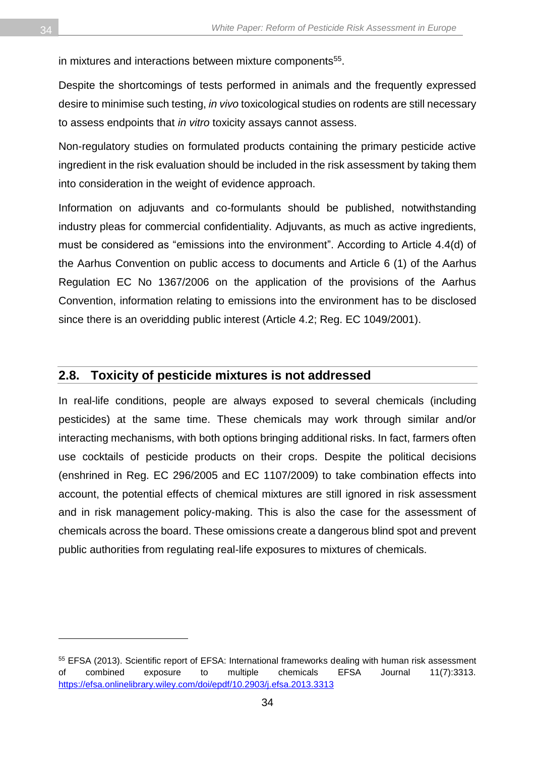in mixtures and interactions between mixture components[55].

Despite the shortcomings of tests performed in animals and the frequently expressed desire to minimise such testing, *in vivo* toxicological studies on rodents are still necessary to assess endpoints that *in vitro* toxicity assays cannot assess.

Non-regulatory studies on formulated products containing the primary pesticide active ingredient in the risk evaluation should be included in the risk assessment by taking them into consideration in the weight of evidence approach.

Information on adjuvants and co-formulants should be published, notwithstanding industry pleas for commercial confidentiality. Adjuvants, as much as active ingredients, must be considered as "emissions into the environment". According to Article 4.4(d) of the Aarhus Convention on public access to documents and Article 6 (1) of the Aarhus Regulation EC No 1367/2006 on the application of the provisions of the Aarhus Convention, information relating to emissions into the environment has to be disclosed since there is an overidding public interest (Article 4.2; Reg. EC 1049/2001).

## 2.8. Toxicity of pesticide mixtures is not addressed

In real-life conditions, people are always exposed to several chemicals (including pesticides) at the same time. These chemicals may work through similar and/or interacting mechanisms, with both options bringing additional risks. In fact, farmers often use cocktails of pesticide products on their crops. Despite the political decisions (enshrined in Reg. EC 296/2005 and EC 1107/2009) to take combination effects into account, the potential effects of chemical mixtures are still ignored in risk assessment and in risk management policy-making. This is also the case for the assessment of chemicals across the board. These omissions create a dangerous blind spot and prevent public authorities from regulating real-life exposures to mixtures of chemicals.

---

[55] EFSA (2013). Scientific report of EFSA: International frameworks dealing with human risk assessment of combined exposure to multiple chemicals EFSA Journal 11(7):3313. https://efsa.onlinelibrary.wiley.com/doi/epdf/10.2903/j.efsa.2013.3313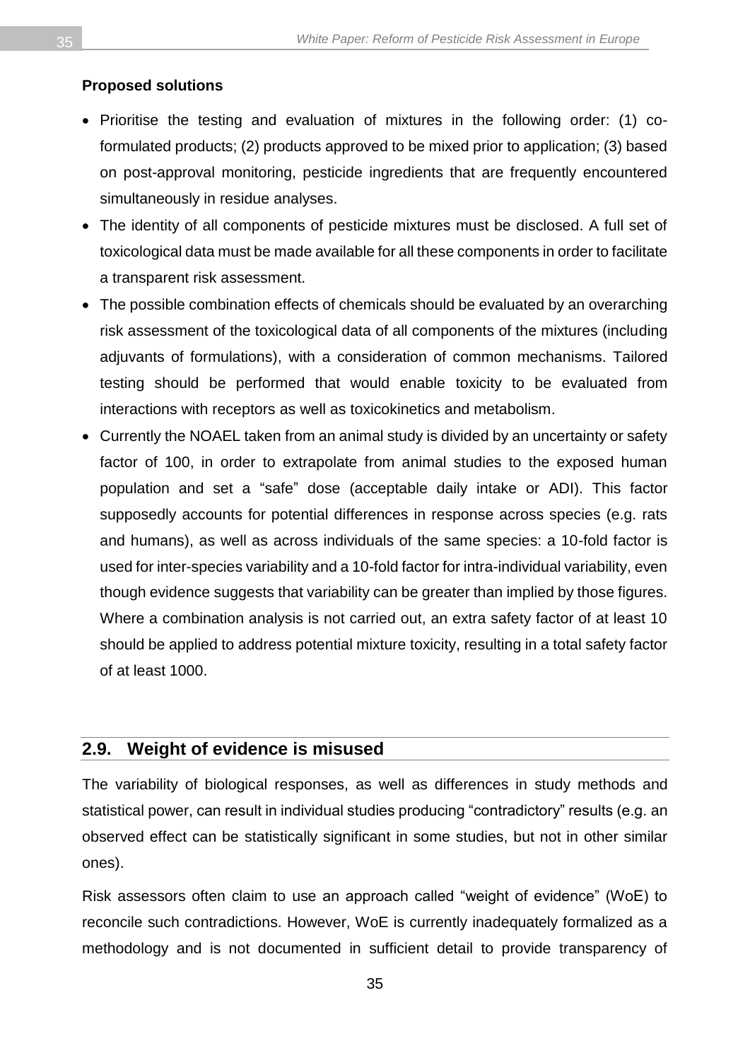**Proposed solutions**

- Prioritise the testing and evaluation of mixtures in the following order: (1) co-formulated products; (2) products approved to be mixed prior to application; (3) based on post-approval monitoring, pesticide ingredients that are frequently encountered simultaneously in residue analyses.
- The identity of all components of pesticide mixtures must be disclosed. A full set of toxicological data must be made available for all these components in order to facilitate a transparent risk assessment.
- The possible combination effects of chemicals should be evaluated by an overarching risk assessment of the toxicological data of all components of the mixtures (including adjuvants of formulations), with a consideration of common mechanisms. Tailored testing should be performed that would enable toxicity to be evaluated from interactions with receptors as well as toxicokinetics and metabolism.
- Currently the NOAEL taken from an animal study is divided by an uncertainty or safety factor of 100, in order to extrapolate from animal studies to the exposed human population and set a "safe" dose (acceptable daily intake or ADI). This factor supposedly accounts for potential differences in response across species (e.g. rats and humans), as well as across individuals of the same species: a 10-fold factor is used for inter-species variability and a 10-fold factor for intra-individual variability, even though evidence suggests that variability can be greater than implied by those figures. Where a combination analysis is not carried out, an extra safety factor of at least 10 should be applied to address potential mixture toxicity, resulting in a total safety factor of at least 1000.

## 2.9. Weight of evidence is misused

The variability of biological responses, as well as differences in study methods and statistical power, can result in individual studies producing "contradictory" results (e.g. an observed effect can be statistically significant in some studies, but not in other similar ones).

Risk assessors often claim to use an approach called "weight of evidence" (WoE) to reconcile such contradictions. However, WoE is currently inadequately formalized as a methodology and is not documented in sufficient detail to provide transparency of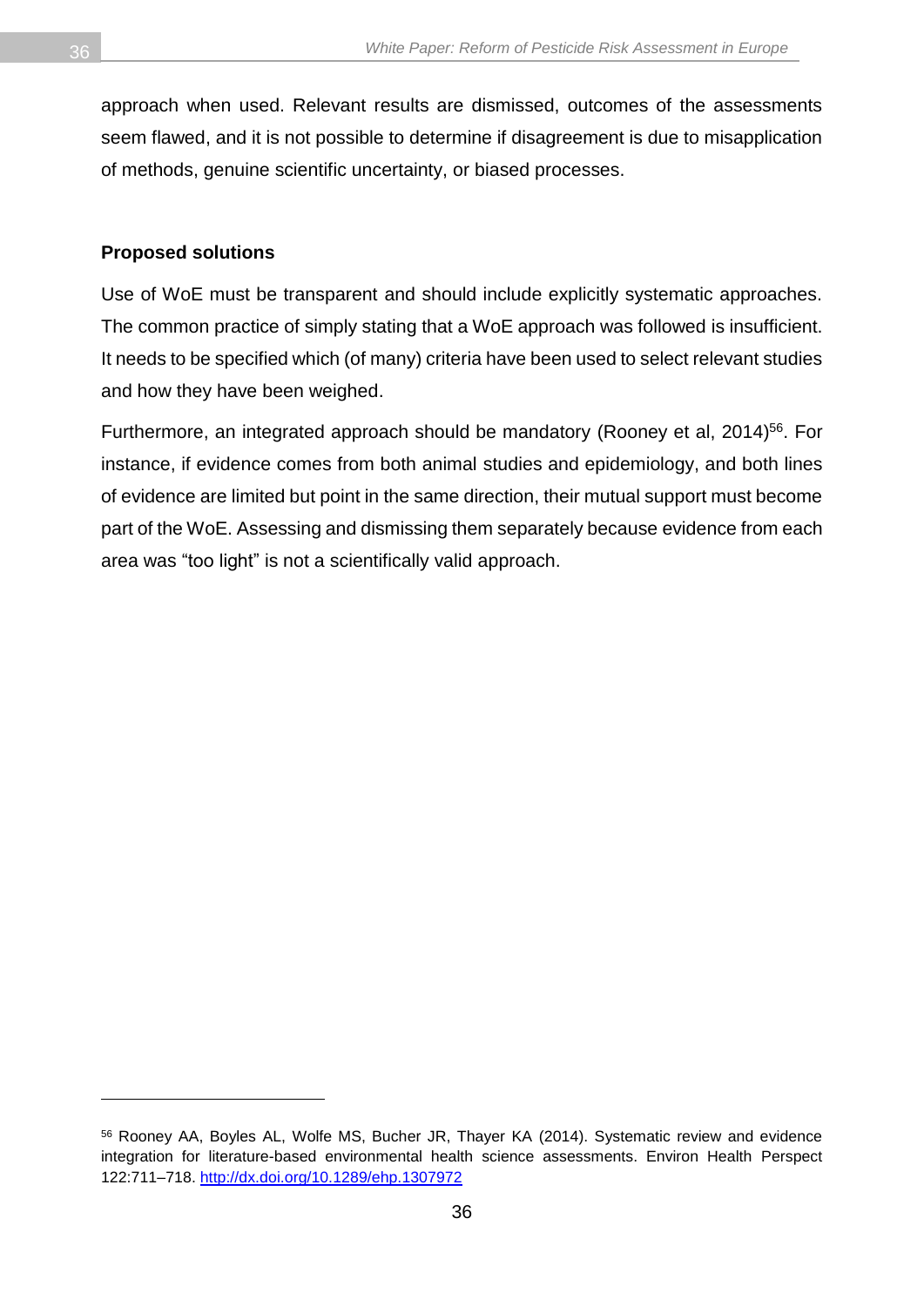approach when used. Relevant results are dismissed, outcomes of the assessments seem flawed, and it is not possible to determine if disagreement is due to misapplication of methods, genuine scientific uncertainty, or biased processes.

**Proposed solutions**

Use of WoE must be transparent and should include explicitly systematic approaches. The common practice of simply stating that a WoE approach was followed is insufficient. It needs to be specified which (of many) criteria have been used to select relevant studies and how they have been weighed.

Furthermore, an integrated approach should be mandatory (Rooney et al, 2014)[56]. For instance, if evidence comes from both animal studies and epidemiology, and both lines of evidence are limited but point in the same direction, their mutual support must become part of the WoE. Assessing and dismissing them separately because evidence from each area was "too light" is not a scientifically valid approach.

---

[56] Rooney AA, Boyles AL, Wolfe MS, Bucher JR, Thayer KA (2014). Systematic review and evidence integration for literature-based environmental health science assessments. Environ Health Perspect 122:711–718. http://dx.doi.org/10.1289/ehp.1307972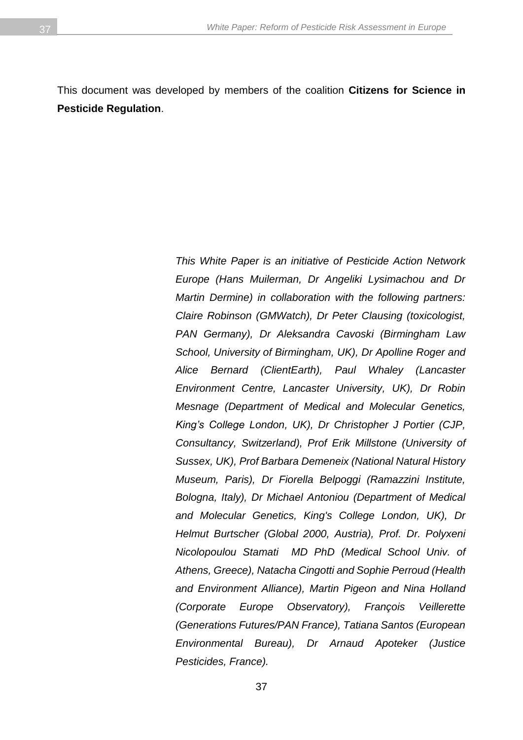This document was developed by members of the coalition **Citizens for Science in Pesticide Regulation**.

*This White Paper is an initiative of Pesticide Action Network Europe (Hans Muilerman, Dr Angeliki Lysimachou and Dr Martin Dermine) in collaboration with the following partners: Claire Robinson (GMWatch), Dr Peter Clausing (toxicologist, PAN Germany), Dr Aleksandra Cavoski (Birmingham Law School, University of Birmingham, UK), Dr Apolline Roger and Alice Bernard (ClientEarth), Paul Whaley (Lancaster Environment Centre, Lancaster University, UK), Dr Robin Mesnage (Department of Medical and Molecular Genetics, King's College London, UK), Dr Christopher J Portier (CJP, Consultancy, Switzerland), Prof Erik Millstone (University of Sussex, UK), Prof Barbara Demeneix (National Natural History Museum, Paris), Dr Fiorella Belpoggi (Ramazzini Institute, Bologna, Italy), Dr Michael Antoniou (Department of Medical and Molecular Genetics, King's College London, UK), Dr Helmut Burtscher (Global 2000, Austria), Prof. Dr. Polyxeni Nicolopoulou Stamati MD PhD (Medical School Univ. of Athens, Greece), Natacha Cingotti and Sophie Perroud (Health and Environment Alliance), Martin Pigeon and Nina Holland (Corporate Europe Observatory), François Veillerette (Generations Futures/PAN France), Tatiana Santos (European Environmental Bureau), Dr Arnaud Apoteker (Justice Pesticides, France).*